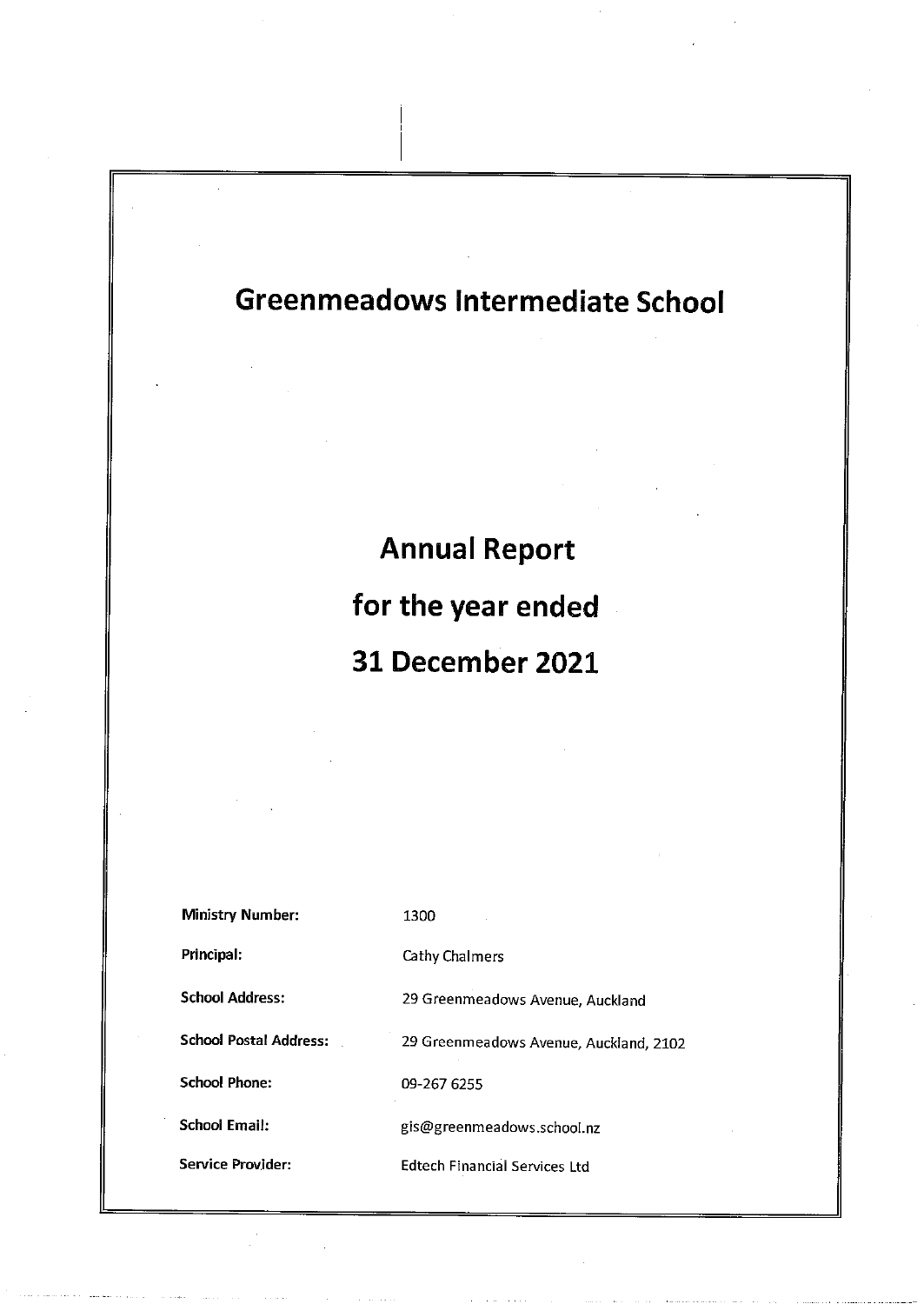# Greenmeadows Intermediate School

# Annual Report
# for the year ended
# 31 December 2021

| | |
|---|---|
| **Ministry Number:** | 1300 |
| **Principal:** | Cathy Chalmers |
| **School Address:** | 29 Greenmeadows Avenue, Auckland |
| **School Postal Address:** | 29 Greenmeadows Avenue, Auckland, 2102 |
| **School Phone:** | 09-267 6255 |
| **School Email:** | gis@greenmeadows.school.nz |
| **Service Provider:** | Edtech Financial Services Ltd |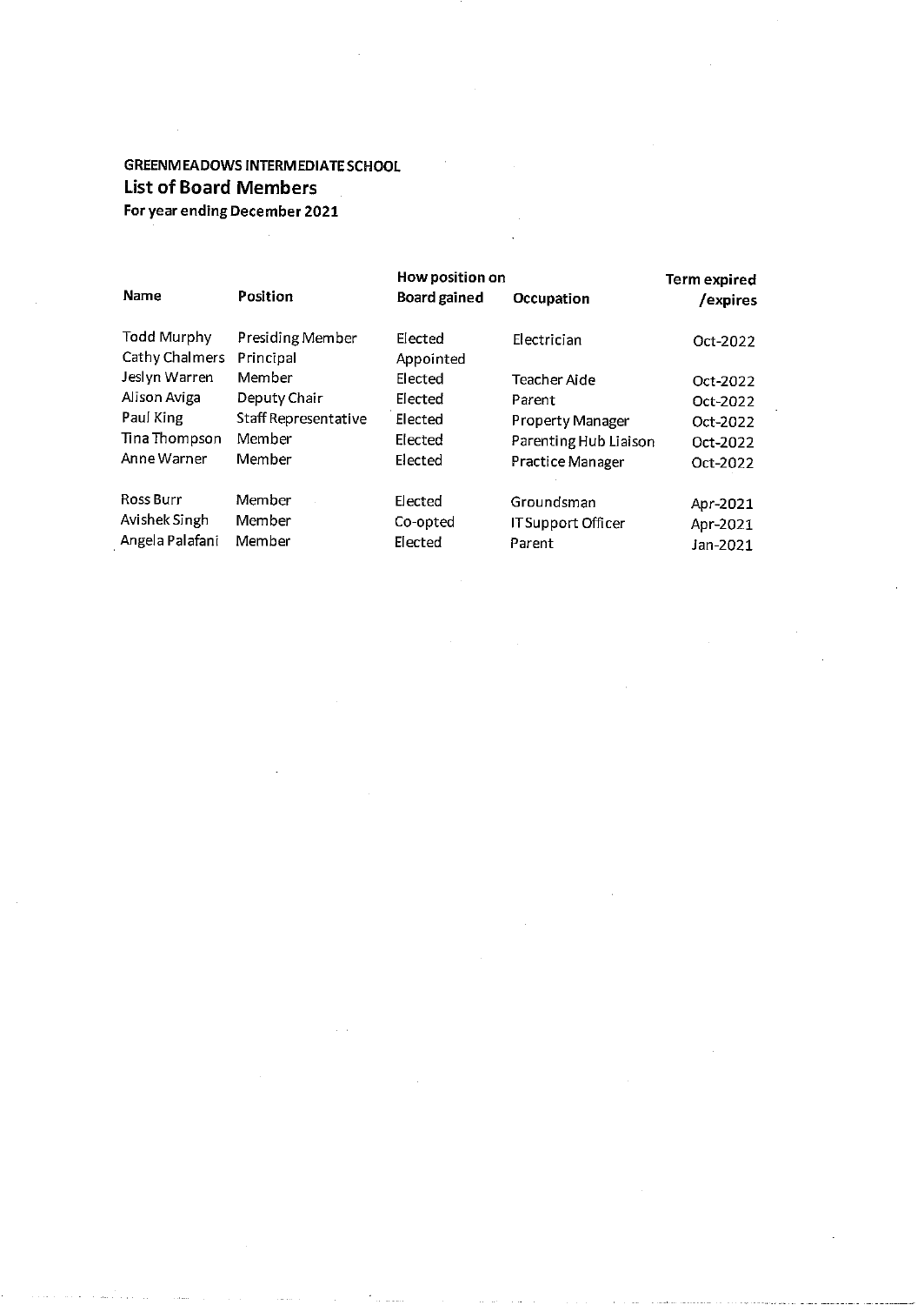**GREENMEADOWS INTERMEDIATE SCHOOL**

## List of Board Members

**For year ending December 2021**

| Name | Position | How position on Board gained | Occupation | Term expired /expires |
|---|---|---|---|---|
| Todd Murphy | Presiding Member | Elected | Electrician | Oct-2022 |
| Cathy Chalmers | Principal | Appointed | | |
| Jeslyn Warren | Member | Elected | Teacher Aide | Oct-2022 |
| Alison Aviga | Deputy Chair | Elected | Parent | Oct-2022 |
| Paul King | Staff Representative | Elected | Property Manager | Oct-2022 |
| Tina Thompson | Member | Elected | Parenting Hub Liaison | Oct-2022 |
| Anne Warner | Member | Elected | Practice Manager | Oct-2022 |
| Ross Burr | Member | Elected | Groundsman | Apr-2021 |
| Avishek Singh | Member | Co-opted | IT Support Officer | Apr-2021 |
| Angela Palafani | Member | Elected | Parent | Jan-2021 |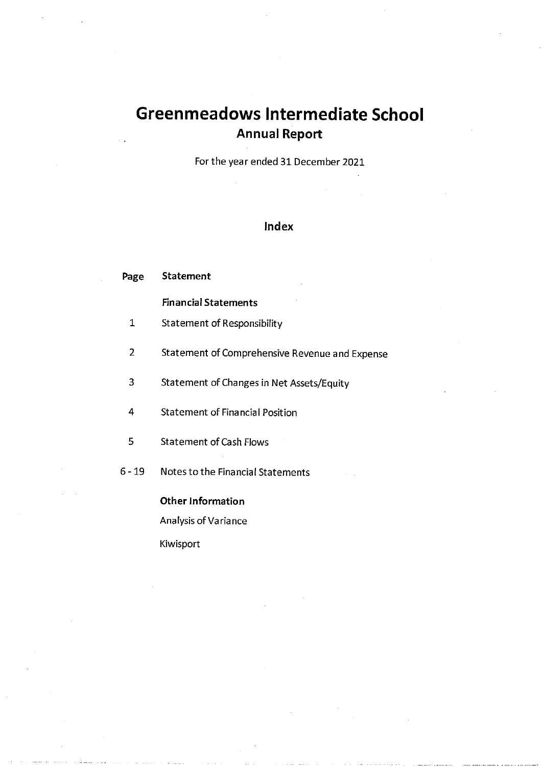# Greenmeadows Intermediate School

## Annual Report

For the year ended 31 December 2021

### Index

| Page | Statement |
|---|---|
| | **Financial Statements** |
| 1 | Statement of Responsibility |
| 2 | Statement of Comprehensive Revenue and Expense |
| 3 | Statement of Changes in Net Assets/Equity |
| 4 | Statement of Financial Position |
| 5 | Statement of Cash Flows |
| 6 - 19 | Notes to the Financial Statements |
| | **Other Information** |
| | Analysis of Variance |
| | Kiwisport |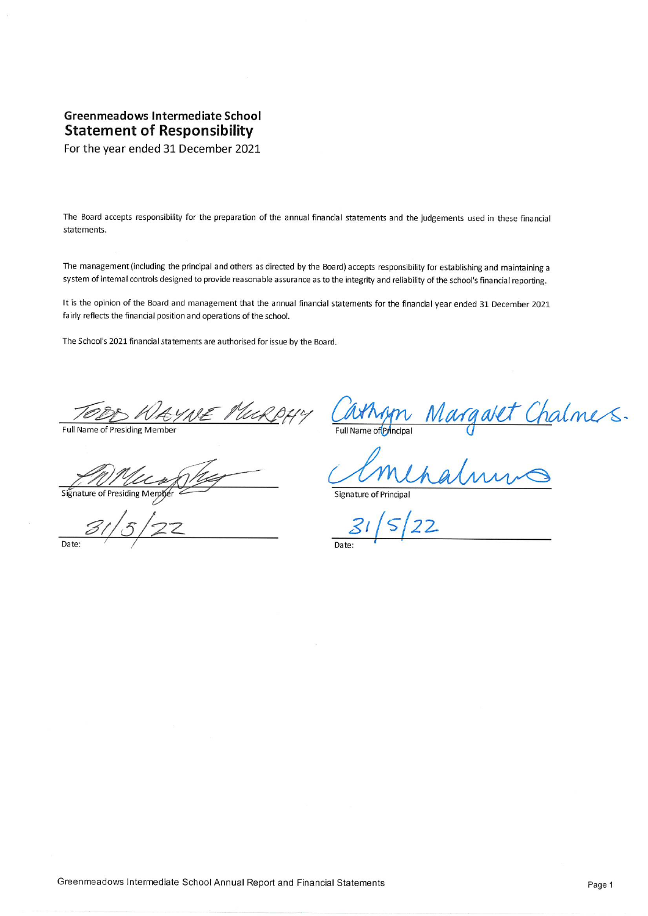## Greenmeadows Intermediate School

# Statement of Responsibility

For the year ended 31 December 2021

The Board accepts responsibility for the preparation of the annual financial statements and the judgements used in these financial statements.

The management (including the principal and others as directed by the Board) accepts responsibility for establishing and maintaining a system of internal controls designed to provide reasonable assurance as to the integrity and reliability of the school's financial reporting.

It is the opinion of the Board and management that the annual financial statements for the financial year ended 31 December 2021 fairly reflects the financial position and operations of the school.

The School's 2021 financial statements are authorised for issue by the Board.

| | |
|---|---|
| TODD WAYNE MURPHY | Cathryn Margaret Chalmers. |
| Full Name of Presiding Member | Full Name of Principal |
| | |
| Signature of Presiding Member | Signature of Principal |
| 31/5/22 | 31/5/22 |
| Date: | Date: |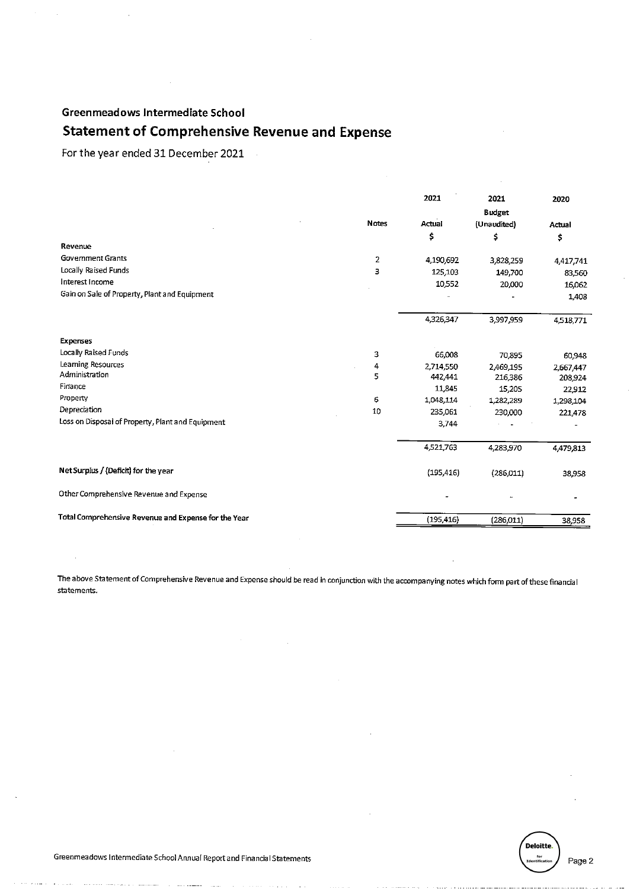# Greenmeadows Intermediate School

## Statement of Comprehensive Revenue and Expense

For the year ended 31 December 2021

| | Notes | 2021 Actual $ | 2021 Budget (Unaudited) $ | 2020 Actual $ |
|---|---|---|---|---|
| **Revenue** | | | | |
| Government Grants | 2 | 4,190,692 | 3,828,259 | 4,417,741 |
| Locally Raised Funds | 3 | 125,103 | 149,700 | 83,560 |
| Interest Income | | 10,552 | 20,000 | 16,062 |
| Gain on Sale of Property, Plant and Equipment | | - | - | 1,408 |
| | | 4,326,347 | 3,997,959 | 4,518,771 |
| **Expenses** | | | | |
| Locally Raised Funds | 3 | 66,008 | 70,895 | 60,948 |
| Learning Resources | 4 | 2,714,550 | 2,469,195 | 2,667,447 |
| Administration | 5 | 442,441 | 216,386 | 208,924 |
| Finance | | 11,845 | 15,205 | 22,912 |
| Property | 6 | 1,048,114 | 1,282,289 | 1,298,104 |
| Depreciation | 10 | 235,061 | 230,000 | 221,478 |
| Loss on Disposal of Property, Plant and Equipment | | 3,744 | - | - |
| | | 4,521,763 | 4,283,970 | 4,479,813 |
| **Net Surplus / (Deficit) for the year** | | (195,416) | (286,011) | 38,958 |
| Other Comprehensive Revenue and Expense | | - | - | - |
| **Total Comprehensive Revenue and Expense for the Year** | | (195,416) | (286,011) | 38,958 |

The above Statement of Comprehensive Revenue and Expense should be read in conjunction with the accompanying notes which form part of these financial statements.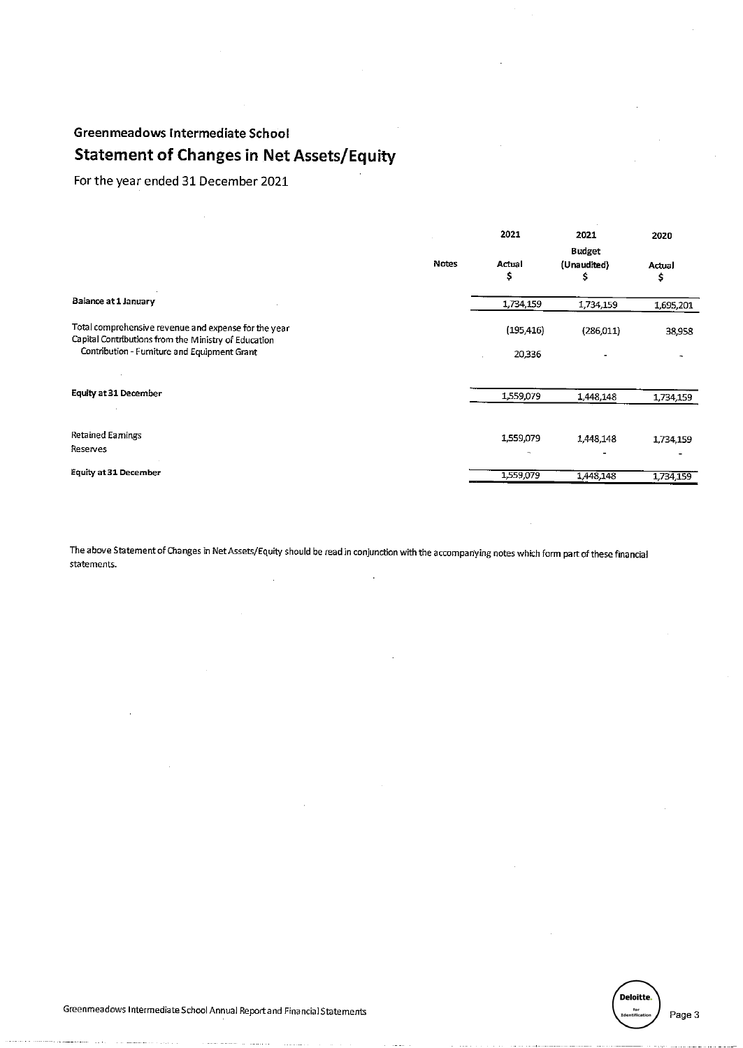Greenmeadows Intermediate School

## Statement of Changes in Net Assets/Equity

For the year ended 31 December 2021

| | Notes | 2021 Actual $ | 2021 Budget (Unaudited) $ | 2020 Actual $ |
|---|---|---|---|---|
| **Balance at 1 January** | | 1,734,159 | 1,734,159 | 1,695,201 |
| Total comprehensive revenue and expense for the year | | (195,416) | (286,011) | 38,958 |
| Capital Contributions from the Ministry of Education | | | | |
| Contribution - Furniture and Equipment Grant | | 20,336 | - | - |
| **Equity at 31 December** | | 1,559,079 | 1,448,148 | 1,734,159 |
| Retained Earnings | | 1,559,079 | 1,448,148 | 1,734,159 |
| Reserves | | - | - | - |
| **Equity at 31 December** | | 1,559,079 | 1,448,148 | 1,734,159 |

The above Statement of Changes in Net Assets/Equity should be read in conjunction with the accompanying notes which form part of these financial statements.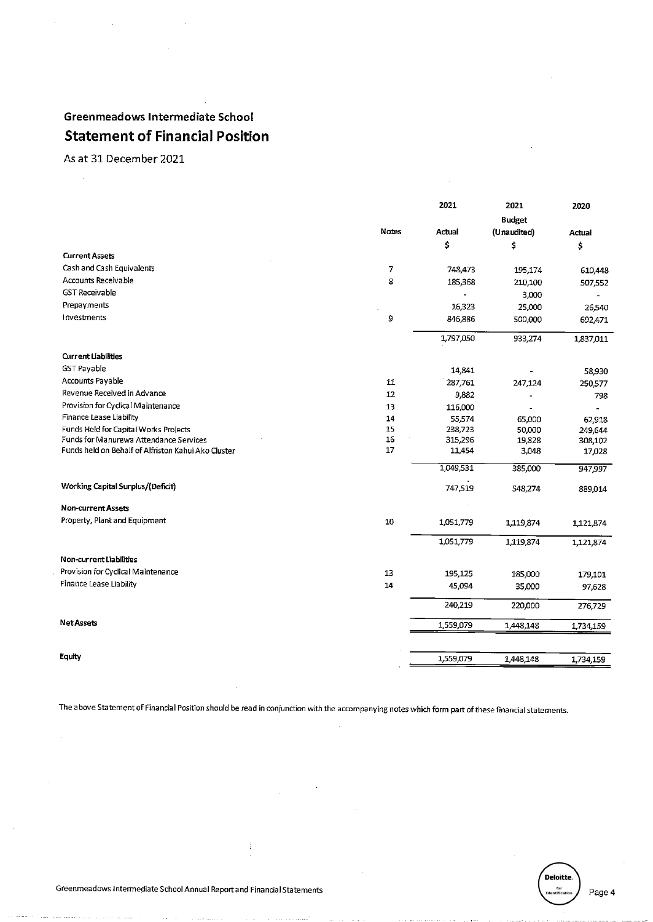**Greenmeadows Intermediate School**

# Statement of Financial Position

As at 31 December 2021

| | Notes | 2021 Actual $ | 2021 Budget (Unaudited) $ | 2020 Actual $ |
|---|---|---|---|---|
| **Current Assets** | | | | |
| Cash and Cash Equivalents | 7 | 748,473 | 195,174 | 610,448 |
| Accounts Receivable | 8 | 185,368 | 210,100 | 507,552 |
| GST Receivable | | - | 3,000 | - |
| Prepayments | | 16,323 | 25,000 | 26,540 |
| Investments | 9 | 846,886 | 500,000 | 692,471 |
| | | 1,797,050 | 933,274 | 1,837,011 |
| **Current Liabilities** | | | | |
| GST Payable | | 14,841 | - | 58,930 |
| Accounts Payable | 11 | 287,761 | 247,124 | 250,577 |
| Revenue Received in Advance | 12 | 9,882 | - | 798 |
| Provision for Cyclical Maintenance | 13 | 116,000 | - | - |
| Finance Lease Liability | 14 | 55,574 | 65,000 | 62,918 |
| Funds Held for Capital Works Projects | 15 | 238,723 | 50,000 | 249,644 |
| Funds for Manurewa Attendance Services | 16 | 315,296 | 19,828 | 308,102 |
| Funds held on Behalf of Alfriston Kahui Ako Cluster | 17 | 11,454 | 3,048 | 17,028 |
| | | 1,049,531 | 385,000 | 947,997 |
| **Working Capital Surplus/(Deficit)** | | 747,519 | 548,274 | 889,014 |
| **Non-current Assets** | | | | |
| Property, Plant and Equipment | 10 | 1,051,779 | 1,119,874 | 1,121,874 |
| | | 1,051,779 | 1,119,874 | 1,121,874 |
| **Non-current Liabilities** | | | | |
| Provision for Cyclical Maintenance | 13 | 195,125 | 185,000 | 179,101 |
| Finance Lease Liability | 14 | 45,094 | 35,000 | 97,628 |
| | | 240,219 | 220,000 | 276,729 |
| **Net Assets** | | 1,559,079 | 1,448,148 | 1,734,159 |
| **Equity** | | 1,559,079 | 1,448,148 | 1,734,159 |

The above Statement of Financial Position should be read in conjunction with the accompanying notes which form part of these financial statements.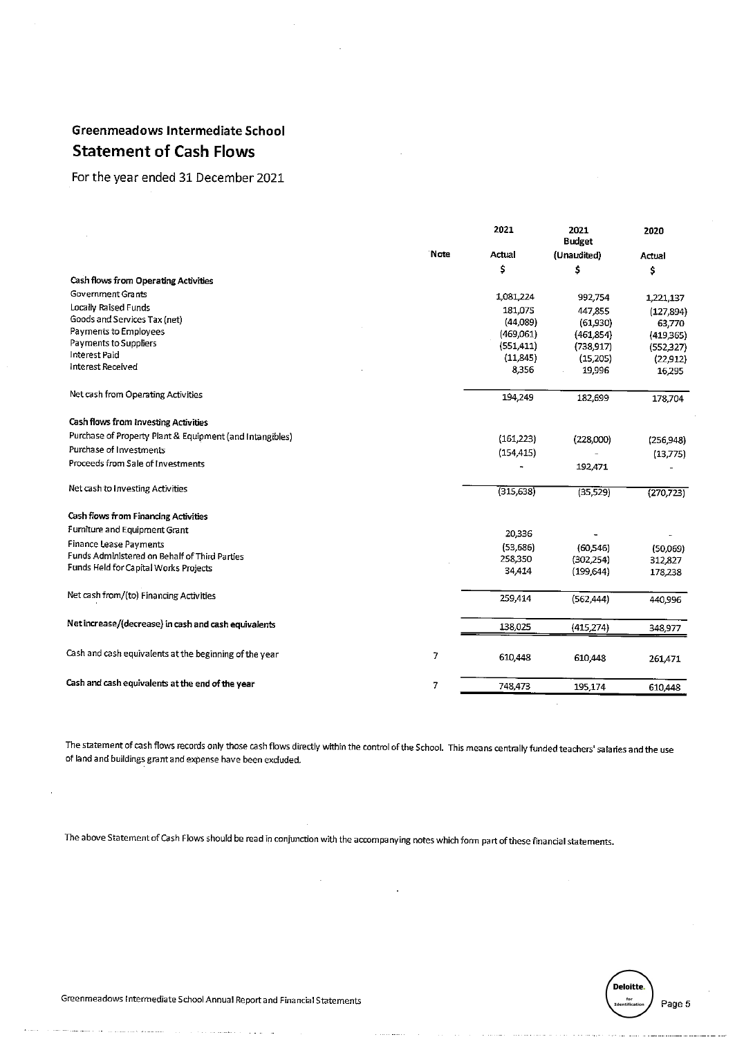## Greenmeadows Intermediate School

# Statement of Cash Flows

For the year ended 31 December 2021

| | Note | 2021 Actual $ | 2021 Budget (Unaudited) $ | 2020 Actual $ |
|---|---|---|---|---|
| **Cash flows from Operating Activities** | | | | |
| Government Grants | | 1,081,224 | 992,754 | 1,221,137 |
| Locally Raised Funds | | 181,075 | 447,855 | (127,894) |
| Goods and Services Tax (net) | | (44,089) | (61,930) | 63,770 |
| Payments to Employees | | (469,061) | (461,854) | (419,365) |
| Payments to Suppliers | | (551,411) | (738,917) | (552,327) |
| Interest Paid | | (11,845) | (15,205) | (22,912) |
| Interest Received | | 8,356 | 19,996 | 16,295 |
| Net cash from Operating Activities | | 194,249 | 182,699 | 178,704 |
| **Cash flows from Investing Activities** | | | | |
| Purchase of Property Plant & Equipment (and Intangibles) | | (161,223) | (228,000) | (256,948) |
| Purchase of Investments | | (154,415) | - | (13,775) |
| Proceeds from Sale of Investments | | - | 192,471 | - |
| Net cash to Investing Activities | | (315,638) | (35,529) | (270,723) |
| **Cash flows from Financing Activities** | | | | |
| Furniture and Equipment Grant | | 20,336 | - | - |
| Finance Lease Payments | | (53,686) | (60,546) | (50,069) |
| Funds Administered on Behalf of Third Parties | | 258,350 | (302,254) | 312,827 |
| Funds Held for Capital Works Projects | | 34,414 | (199,644) | 178,238 |
| Net cash from/(to) Financing Activities | | 259,414 | (562,444) | 440,996 |
| **Net increase/(decrease) in cash and cash equivalents** | | 138,025 | (415,274) | 348,977 |
| Cash and cash equivalents at the beginning of the year | 7 | 610,448 | 610,448 | 261,471 |
| **Cash and cash equivalents at the end of the year** | 7 | 748,473 | 195,174 | 610,448 |

The statement of cash flows records only those cash flows directly within the control of the School. This means centrally funded teachers' salaries and the use of land and buildings grant and expense have been excluded.

The above Statement of Cash Flows should be read in conjunction with the accompanying notes which form part of these financial statements.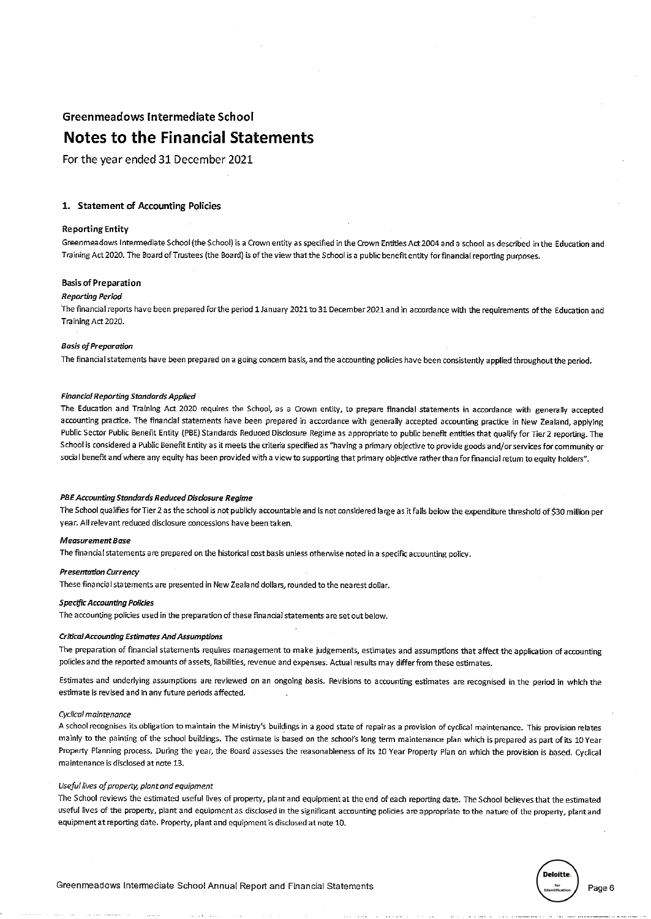# Greenmeadows Intermediate School

# Notes to the Financial Statements

For the year ended 31 December 2021

## 1. Statement of Accounting Policies

### Reporting Entity

Greenmeadows Intermediate School (the School) is a Crown entity as specified in the Crown Entities Act 2004 and a school as described in the Education and Training Act 2020. The Board of Trustees (the Board) is of the view that the School is a public benefit entity for financial reporting purposes.

### Basis of Preparation

***Reporting Period***

The financial reports have been prepared for the period 1 January 2021 to 31 December 2021 and in accordance with the requirements of the Education and Training Act 2020.

***Basis of Preparation***

The financial statements have been prepared on a going concern basis, and the accounting policies have been consistently applied throughout the period.

***Financial Reporting Standards Applied***

The Education and Training Act 2020 requires the School, as a Crown entity, to prepare financial statements in accordance with generally accepted accounting practice. The financial statements have been prepared in accordance with generally accepted accounting practice in New Zealand, applying Public Sector Public Benefit Entity (PBE) Standards Reduced Disclosure Regime as appropriate to public benefit entities that qualify for Tier 2 reporting. The School is considered a Public Benefit Entity as it meets the criteria specified as "having a primary objective to provide goods and/or services for community or social benefit and where any equity has been provided with a view to supporting that primary objective rather than for financial return to equity holders".

***PBE Accounting Standards Reduced Disclosure Regime***

The School qualifies for Tier 2 as the school is not publicly accountable and is not considered large as it falls below the expenditure threshold of $30 million per year. All relevant reduced disclosure concessions have been taken.

***Measurement Base***

The financial statements are prepared on the historical cost basis unless otherwise noted in a specific accounting policy.

***Presentation Currency***

These financial statements are presented in New Zealand dollars, rounded to the nearest dollar.

***Specific Accounting Policies***

The accounting policies used in the preparation of these financial statements are set out below.

***Critical Accounting Estimates And Assumptions***

The preparation of financial statements requires management to make judgements, estimates and assumptions that affect the application of accounting policies and the reported amounts of assets, liabilities, revenue and expenses. Actual results may differ from these estimates.

Estimates and underlying assumptions are reviewed on an ongoing basis. Revisions to accounting estimates are recognised in the period in which the estimate is revised and in any future periods affected.

*Cyclical maintenance*

A school recognises its obligation to maintain the Ministry's buildings in a good state of repair as a provision of cyclical maintenance. This provision relates mainly to the painting of the school buildings. The estimate is based on the school's long term maintenance plan which is prepared as part of its 10 Year Property Planning process. During the year, the Board assesses the reasonableness of its 10 Year Property Plan on which the provision is based. Cyclical maintenance is disclosed at note 13.

*Useful lives of property, plant and equipment*

The School reviews the estimated useful lives of property, plant and equipment at the end of each reporting date. The School believes that the estimated useful lives of the property, plant and equipment as disclosed in the significant accounting policies are appropriate to the nature of the property, plant and equipment at reporting date. Property, plant and equipment is disclosed at note 10.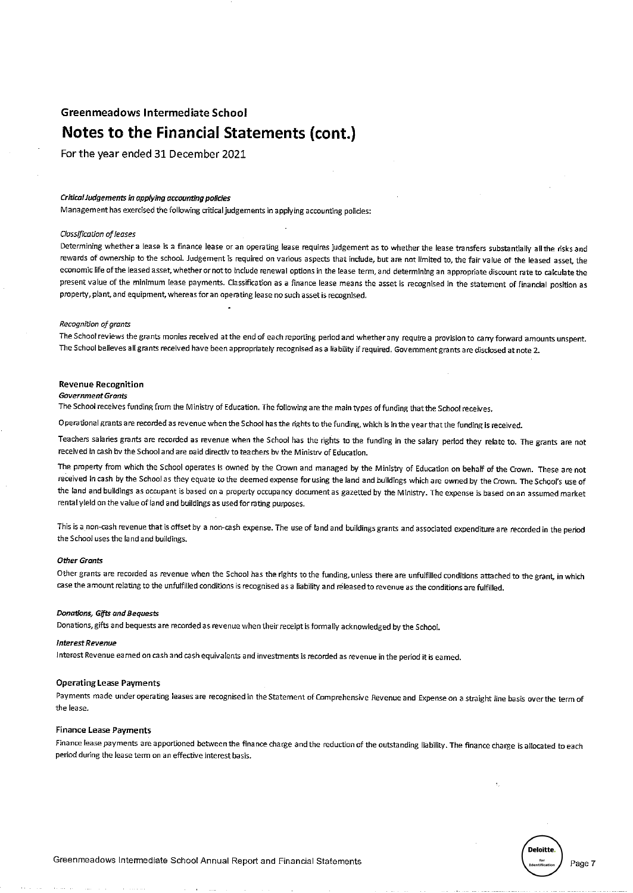## Greenmeadows Intermediate School

# Notes to the Financial Statements (cont.)

For the year ended 31 December 2021

***Critical Judgements in applying accounting policies***

Management has exercised the following critical judgements in applying accounting policies:

*Classification of leases*

Determining whether a lease is a finance lease or an operating lease requires judgement as to whether the lease transfers substantially all the risks and rewards of ownership to the school. Judgement is required on various aspects that include, but are not limited to, the fair value of the leased asset, the economic life of the leased asset, whether or not to include renewal options in the lease term, and determining an appropriate discount rate to calculate the present value of the minimum lease payments. Classification as a finance lease means the asset is recognised in the statement of financial position as property, plant, and equipment, whereas for an operating lease no such asset is recognised.

*Recognition of grants*

The School reviews the grants monies received at the end of each reporting period and whether any require a provision to carry forward amounts unspent. The School believes all grants received have been appropriately recognised as a liability if required. Government grants are disclosed at note 2.

### Revenue Recognition

***Government Grants***

The School receives funding from the Ministry of Education. The following are the main types of funding that the School receives.

Operational grants are recorded as revenue when the School has the rights to the funding, which is in the year that the funding is received.

Teachers salaries grants are recorded as revenue when the School has the rights to the funding in the salary period they relate to. The grants are not received in cash by the School and are paid directly to teachers by the Ministry of Education.

The property from which the School operates is owned by the Crown and managed by the Ministry of Education on behalf of the Crown. These are not received in cash by the School as they equate to the deemed expense for using the land and buildings which are owned by the Crown. The School's use of the land and buildings as occupant is based on a property occupancy document as gazetted by the Ministry. The expense is based on an assumed market rental yield on the value of land and buildings as used for rating purposes.

This is a non-cash revenue that is offset by a non-cash expense. The use of land and buildings grants and associated expenditure are recorded in the period the School uses the land and buildings.

***Other Grants***

Other grants are recorded as revenue when the School has the rights to the funding, unless there are unfulfilled conditions attached to the grant, in which case the amount relating to the unfulfilled conditions is recognised as a liability and released to revenue as the conditions are fulfilled.

***Donations, Gifts and Bequests***

Donations, gifts and bequests are recorded as revenue when their receipt is formally acknowledged by the School.

***Interest Revenue***

Interest Revenue earned on cash and cash equivalents and investments is recorded as revenue in the period it is earned.

### Operating Lease Payments

Payments made under operating leases are recognised in the Statement of Comprehensive Revenue and Expense on a straight line basis over the term of the lease.

### Finance Lease Payments

Finance lease payments are apportioned between the finance charge and the reduction of the outstanding liability. The finance charge is allocated to each period during the lease term on an effective interest basis.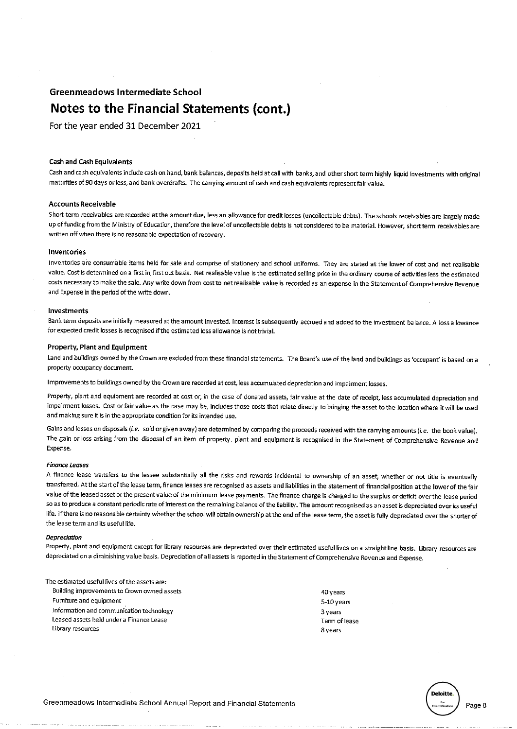## Greenmeadows Intermediate School

# Notes to the Financial Statements (cont.)

For the year ended 31 December 2021

### Cash and Cash Equivalents

Cash and cash equivalents include cash on hand, bank balances, deposits held at call with banks, and other short term highly liquid investments with original maturities of 90 days or less, and bank overdrafts. The carrying amount of cash and cash equivalents represent fair value.

### Accounts Receivable

Short-term receivables are recorded at the amount due, less an allowance for credit losses (uncollectable debts). The schools receivables are largely made up of funding from the Ministry of Education, therefore the level of uncollectable debts is not considered to be material. However, short term receivables are written off when there is no reasonable expectation of recovery.

### Inventories

Inventories are consumable items held for sale and comprise of stationery and school uniforms. They are stated at the lower of cost and net realisable value. Cost is determined on a first in, first out basis. Net realisable value is the estimated selling price in the ordinary course of activities less the estimated costs necessary to make the sale. Any write down from cost to net realisable value is recorded as an expense in the Statement of Comprehensive Revenue and Expense in the period of the write down.

### Investments

Bank term deposits are initially measured at the amount invested. Interest is subsequently accrued and added to the investment balance. A loss allowance for expected credit losses is recognised if the estimated loss allowance is not trivial.

### Property, Plant and Equipment

Land and buildings owned by the Crown are excluded from these financial statements. The Board's use of the land and buildings as 'occupant' is based on a property occupancy document.

Improvements to buildings owned by the Crown are recorded at cost, less accumulated depreciation and impairment losses.

Property, plant and equipment are recorded at cost or, in the case of donated assets, fair value at the date of receipt, less accumulated depreciation and impairment losses. Cost or fair value as the case may be, includes those costs that relate directly to bringing the asset to the location where it will be used and making sure it is in the appropriate condition for its intended use.

Gains and losses on disposals (*i.e.* sold or given away) are determined by comparing the proceeds received with the carrying amounts (*i.e.* the book value). The gain or loss arising from the disposal of an item of property, plant and equipment is recognised in the Statement of Comprehensive Revenue and Expense.

***Finance Leases***

A finance lease transfers to the lessee substantially all the risks and rewards incidental to ownership of an asset, whether or not title is eventually transferred. At the start of the lease term, finance leases are recognised as assets and liabilities in the statement of financial position at the lower of the fair value of the leased asset or the present value of the minimum lease payments. The finance charge is charged to the surplus or deficit over the lease period so as to produce a constant periodic rate of interest on the remaining balance of the liability. The amount recognised as an asset is depreciated over its useful life. If there is no reasonable certainty whether the school will obtain ownership at the end of the lease term, the asset is fully depreciated over the shorter of the lease term and its useful life.

***Depreciation***

Property, plant and equipment except for library resources are depreciated over their estimated useful lives on a straight line basis. Library resources are depreciated on a diminishing value basis. Depreciation of all assets is reported in the Statement of Comprehensive Revenue and Expense.

The estimated useful lives of the assets are:

| | |
|---|---|
| Building improvements to Crown owned assets | 40 years |
| Furniture and equipment | 5-10 years |
| Information and communication technology | 3 years |
| Leased assets held under a Finance Lease | Term of lease |
| Library resources | 8 years |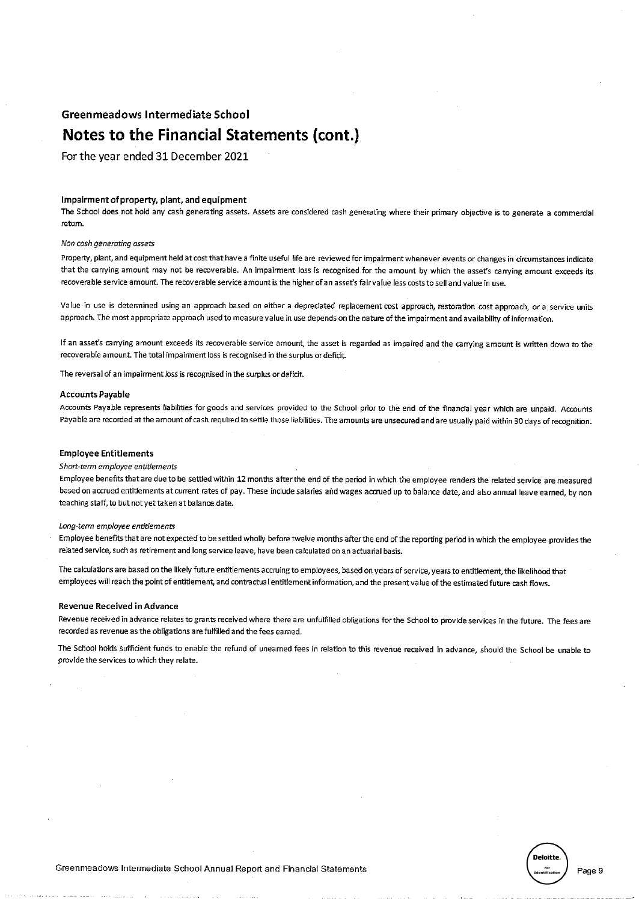## Greenmeadows Intermediate School

# Notes to the Financial Statements (cont.)

For the year ended 31 December 2021

### Impairment of property, plant, and equipment

The School does not hold any cash generating assets. Assets are considered cash generating where their primary objective is to generate a commercial return.

*Non cash generating assets*

Property, plant, and equipment held at cost that have a finite useful life are reviewed for impairment whenever events or changes in circumstances indicate that the carrying amount may not be recoverable. An impairment loss is recognised for the amount by which the asset's carrying amount exceeds its recoverable service amount. The recoverable service amount is the higher of an asset's fair value less costs to sell and value in use.

Value in use is determined using an approach based on either a depreciated replacement cost approach, restoration cost approach, or a service units approach. The most appropriate approach used to measure value in use depends on the nature of the impairment and availability of information.

If an asset's carrying amount exceeds its recoverable service amount, the asset is regarded as impaired and the carrying amount is written down to the recoverable amount. The total impairment loss is recognised in the surplus or deficit.

The reversal of an impairment loss is recognised in the surplus or deficit.

### Accounts Payable

Accounts Payable represents liabilities for goods and services provided to the School prior to the end of the financial year which are unpaid. Accounts Payable are recorded at the amount of cash required to settle those liabilities. The amounts are unsecured and are usually paid within 30 days of recognition.

### Employee Entitlements

*Short-term employee entitlements*

Employee benefits that are due to be settled within 12 months after the end of the period in which the employee renders the related service are measured based on accrued entitlements at current rates of pay. These include salaries and wages accrued up to balance date, and also annual leave earned, by non teaching staff, to but not yet taken at balance date.

*Long-term employee entitlements*

Employee benefits that are not expected to be settled wholly before twelve months after the end of the reporting period in which the employee provides the related service, such as retirement and long service leave, have been calculated on an actuarial basis.

The calculations are based on the likely future entitlements accruing to employees, based on years of service, years to entitlement, the likelihood that employees will reach the point of entitlement, and contractual entitlement information, and the present value of the estimated future cash flows.

### Revenue Received in Advance

Revenue received in advance relates to grants received where there are unfulfilled obligations for the School to provide services in the future. The fees are recorded as revenue as the obligations are fulfilled and the fees earned.

The School holds sufficient funds to enable the refund of unearned fees in relation to this revenue received in advance, should the School be unable to provide the services to which they relate.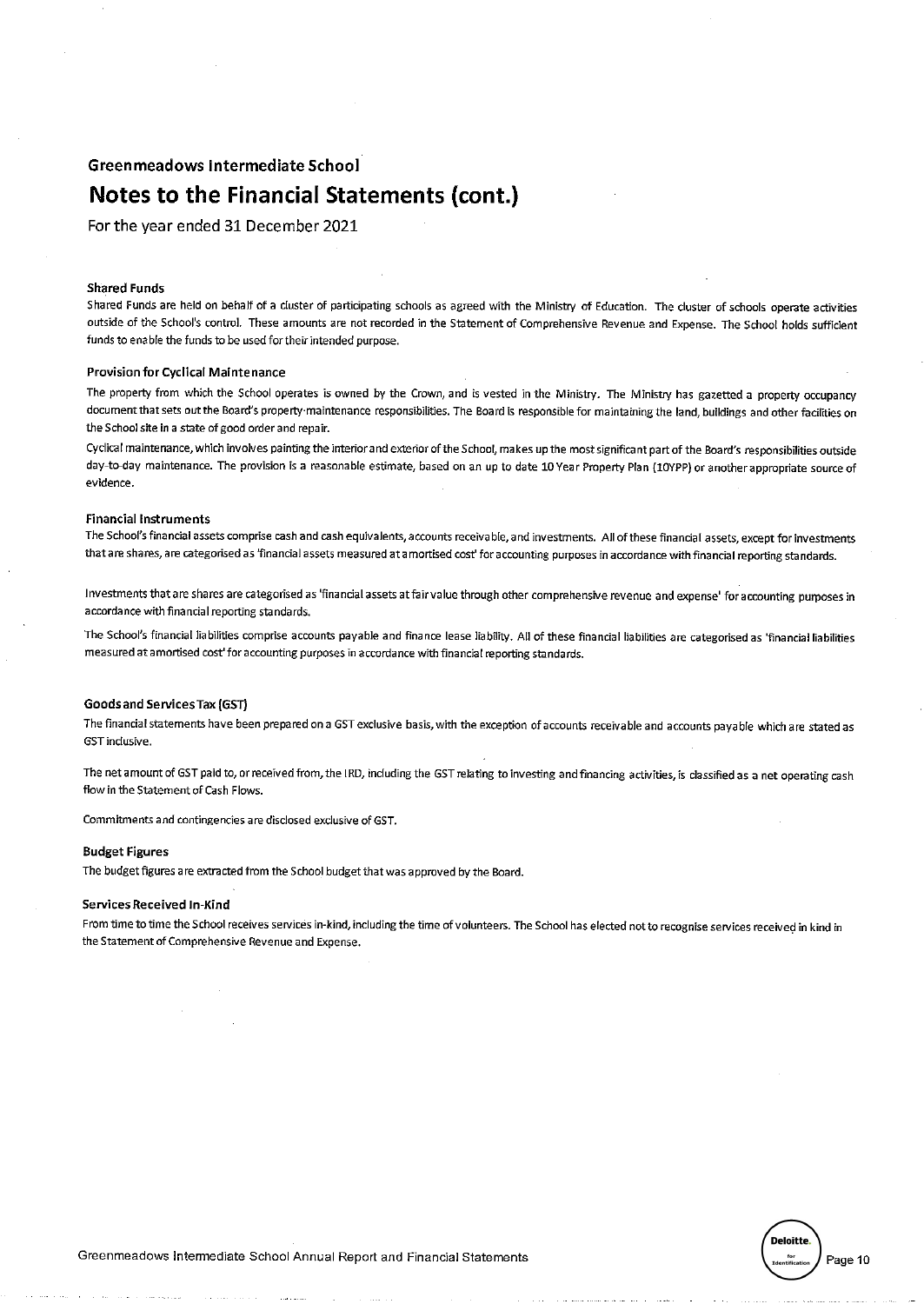# Greenmeadows Intermediate School

# Notes to the Financial Statements (cont.)

For the year ended 31 December 2021

### Shared Funds

Shared Funds are held on behalf of a cluster of participating schools as agreed with the Ministry of Education. The cluster of schools operate activities outside of the School's control. These amounts are not recorded in the Statement of Comprehensive Revenue and Expense. The School holds sufficient funds to enable the funds to be used for their intended purpose.

### Provision for Cyclical Maintenance

The property from which the School operates is owned by the Crown, and is vested in the Ministry. The Ministry has gazetted a property occupancy document that sets out the Board's property maintenance responsibilities. The Board is responsible for maintaining the land, buildings and other facilities on the School site in a state of good order and repair.

Cyclical maintenance, which involves painting the interior and exterior of the School, makes up the most significant part of the Board's responsibilities outside day-to-day maintenance. The provision is a reasonable estimate, based on an up to date 10 Year Property Plan (10YPP) or another appropriate source of evidence.

### Financial Instruments

The School's financial assets comprise cash and cash equivalents, accounts receivable, and investments. All of these financial assets, except for investments that are shares, are categorised as 'financial assets measured at amortised cost' for accounting purposes in accordance with financial reporting standards.

Investments that are shares are categorised as 'financial assets at fair value through other comprehensive revenue and expense' for accounting purposes in accordance with financial reporting standards.

The School's financial liabilities comprise accounts payable and finance lease liability. All of these financial liabilities are categorised as 'financial liabilities measured at amortised cost' for accounting purposes in accordance with financial reporting standards.

### Goods and Services Tax (GST)

The financial statements have been prepared on a GST exclusive basis, with the exception of accounts receivable and accounts payable which are stated as GST inclusive.

The net amount of GST paid to, or received from, the IRD, including the GST relating to investing and financing activities, is classified as a net operating cash flow in the Statement of Cash Flows.

Commitments and contingencies are disclosed exclusive of GST.

### Budget Figures

The budget figures are extracted from the School budget that was approved by the Board.

### Services Received In-Kind

From time to time the School receives services in-kind, including the time of volunteers. The School has elected not to recognise services received in kind in the Statement of Comprehensive Revenue and Expense.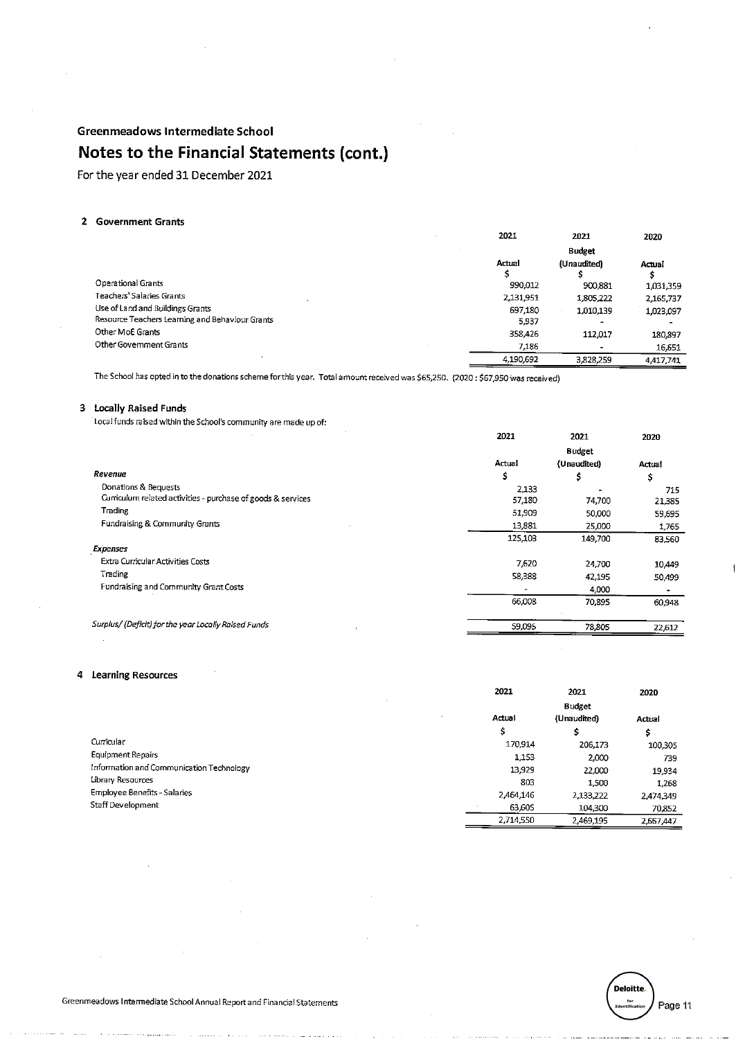## Greenmeadows Intermediate School

# Notes to the Financial Statements (cont.)

For the year ended 31 December 2021

### 2 Government Grants

| | 2021 | 2021 | 2020 |
|---|---|---|---|
| | | Budget | |
| | Actual | (Unaudited) | Actual |
| | $ | $ | $ |
| Operational Grants | 990,012 | 900,881 | 1,031,359 |
| Teachers' Salaries Grants | 2,131,951 | 1,805,222 | 2,165,737 |
| Use of Land and Buildings Grants | 697,180 | 1,010,139 | 1,023,097 |
| Resource Teachers Learning and Behaviour Grants | 5,937 | - | - |
| Other MoE Grants | 358,426 | 112,017 | 180,897 |
| Other Government Grants | 7,186 | - | 16,651 |
| | 4,190,692 | 3,828,259 | 4,417,741 |

The School has opted in to the donations scheme for this year. Total amount received was $65,250. (2020 : $67,950 was received)

### 3 Locally Raised Funds

Local funds raised within the School's community are made up of:

| | 2021 | 2021 | 2020 |
|---|---|---|---|
| | | Budget | |
| | Actual | (Unaudited) | Actual |
| ***Revenue*** | $ | $ | $ |
| Donations & Bequests | 2,133 | - | 715 |
| Curriculum related activities - purchase of goods & services | 57,180 | 74,700 | 21,385 |
| Trading | 51,909 | 50,000 | 59,695 |
| Fundraising & Community Grants | 13,881 | 25,000 | 1,765 |
| | 125,103 | 149,700 | 83,560 |
| ***Expenses*** | | | |
| Extra Curricular Activities Costs | 7,620 | 24,700 | 10,449 |
| Trading | 58,388 | 42,195 | 50,499 |
| Fundraising and Community Grant Costs | - | 4,000 | - |
| | 66,008 | 70,895 | 60,948 |
| *Surplus/ (Deficit) for the year Locally Raised Funds* | 59,095 | 78,805 | 22,612 |

### 4 Learning Resources

| | 2021 | 2021 | 2020 |
|---|---|---|---|
| | | Budget | |
| | Actual | (Unaudited) | Actual |
| | $ | $ | $ |
| Curricular | 170,914 | 206,173 | 100,305 |
| Equipment Repairs | 1,153 | 2,000 | 739 |
| Information and Communication Technology | 13,929 | 22,000 | 19,934 |
| Library Resources | 803 | 1,500 | 1,268 |
| Employee Benefits - Salaries | 2,464,146 | 2,133,222 | 2,474,349 |
| Staff Development | 63,605 | 104,300 | 70,852 |
| | 2,714,550 | 2,469,195 | 2,667,447 |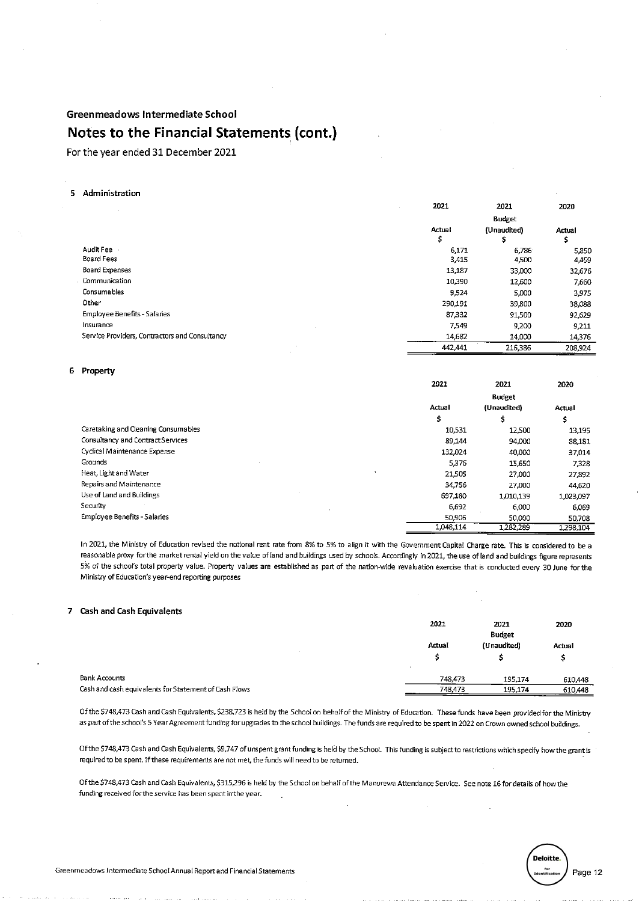## Greenmeadows Intermediate School

# Notes to the Financial Statements (cont.)

For the year ended 31 December 2021

### 5 Administration

| | 2021 Actual $ | 2021 Budget (Unaudited) $ | 2020 Actual $ |
|---|---|---|---|
| Audit Fee | 6,171 | 6,786 | 5,850 |
| Board Fees | 3,415 | 4,500 | 4,459 |
| Board Expenses | 13,187 | 33,000 | 32,676 |
| Communication | 10,390 | 12,600 | 7,660 |
| Consumables | 9,524 | 5,000 | 3,975 |
| Other | 290,191 | 39,800 | 38,088 |
| Employee Benefits - Salaries | 87,332 | 91,500 | 92,629 |
| Insurance | 7,549 | 9,200 | 9,211 |
| Service Providers, Contractors and Consultancy | 14,682 | 14,000 | 14,376 |
| | 442,441 | 216,386 | 208,924 |

### 6 Property

| | 2021 Actual $ | 2021 Budget (Unaudited) $ | 2020 Actual $ |
|---|---|---|---|
| Caretaking and Cleaning Consumables | 10,531 | 12,500 | 13,195 |
| Consultancy and Contract Services | 89,144 | 94,000 | 88,181 |
| Cyclical Maintenance Expense | 132,024 | 40,000 | 37,014 |
| Grounds | 5,376 | 15,650 | 7,328 |
| Heat, Light and Water | 21,505 | 27,000 | 27,892 |
| Repairs and Maintenance | 34,756 | 27,000 | 44,620 |
| Use of Land and Buildings | 697,180 | 1,010,139 | 1,023,097 |
| Security | 6,692 | 6,000 | 6,069 |
| Employee Benefits - Salaries | 50,906 | 50,000 | 50,708 |
| | 1,048,114 | 1,282,289 | 1,298,104 |

In 2021, the Ministry of Education revised the notional rent rate from 8% to 5% to align it with the Government Capital Charge rate. This is considered to be a reasonable proxy for the market rental yield on the value of land and buildings used by schools. Accordingly in 2021, the use of land and buildings figure represents 5% of the school's total property value. Property values are established as part of the nation-wide revaluation exercise that is conducted every 30 June for the Ministry of Education's year-end reporting purposes

### 7 Cash and Cash Equivalents

| | 2021 Actual $ | 2021 Budget (Unaudited) $ | 2020 Actual $ |
|---|---|---|---|
| Bank Accounts | 748,473 | 195,174 | 610,448 |
| Cash and cash equivalents for Statement of Cash Flows | 748,473 | 195,174 | 610,448 |

Of the $748,473 Cash and Cash Equivalents, $238,723 is held by the School on behalf of the Ministry of Education. These funds have been provided for the Ministry as part of the school's 5 Year Agreement funding for upgrades to the school buildings. The funds are required to be spent in 2022 on Crown owned school buildings.

Of the $748,473 Cash and Cash Equivalents, $9,747 of unspent grant funding is held by the School. This funding is subject to restrictions which specify how the grant is required to be spent. If these requirements are not met, the funds will need to be returned.

Of the $748,473 Cash and Cash Equivalents, $315,296 is held by the School on behalf of the Manurewa Attendance Service. See note 16 for details of how the funding received for the service has been spent in the year.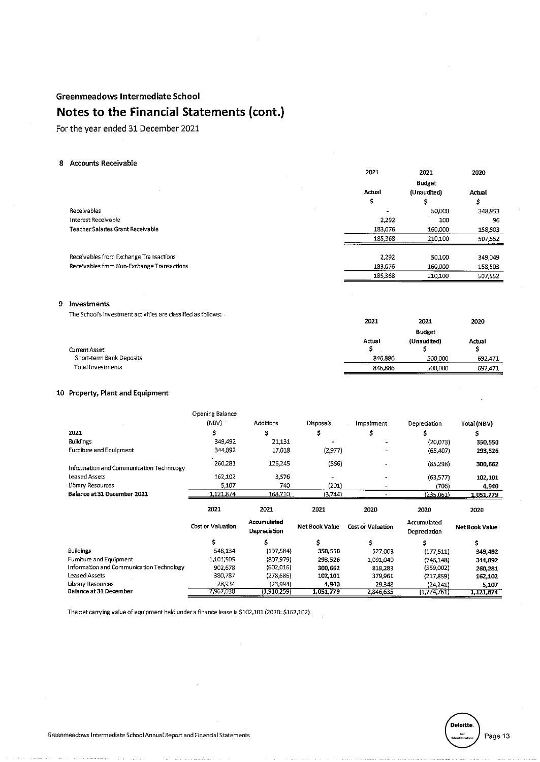## Greenmeadows Intermediate School

# Notes to the Financial Statements (cont.)

For the year ended 31 December 2021

### 8 Accounts Receivable

| | 2021 | 2021 | 2020 |
|---|---|---|---|
| | | Budget | |
| | Actual | (Unaudited) | Actual |
| | $ | $ | $ |
| Receivables | - | 50,000 | 348,953 |
| Interest Receivable | 2,292 | 100 | 96 |
| Teacher Salaries Grant Receivable | 183,076 | 160,000 | 158,503 |
| | 185,368 | 210,100 | 507,552 |
| | | | |
| Receivables from Exchange Transactions | 2,292 | 50,100 | 349,049 |
| Receivables from Non-Exchange Transactions | 183,076 | 160,000 | 158,503 |
| | 185,368 | 210,100 | 507,552 |

### 9 Investments

The School's investment activities are classified as follows:

| | 2021 | 2021 | 2020 |
|---|---|---|---|
| | | Budget | |
| | Actual | (Unaudited) | Actual |
| Current Asset | $ | $ | $ |
| Short-term Bank Deposits | 846,886 | 500,000 | 692,471 |
| Total Investments | 846,886 | 500,000 | 692,471 |

### 10 Property, Plant and Equipment

| | Opening Balance (NBV) | Additions | Disposals | Impairment | Depreciation | Total (NBV) |
|---|---|---|---|---|---|---|
| 2021 | $ | $ | $ | $ | $ | $ |
| Buildings | 349,492 | 21,131 | - | - | (20,073) | 350,550 |
| Furniture and Equipment | 344,892 | 17,018 | (2,977) | - | (65,407) | 293,526 |
| Information and Communication Technology | 260,281 | 126,245 | (566) | - | (85,298) | 300,662 |
| Leased Assets | 162,102 | 3,576 | - | - | (63,577) | 102,101 |
| Library Resources | 5,107 | 740 | (201) | - | (706) | 4,940 |
| Balance at 31 December 2021 | 1,121,874 | 168,710 | (3,744) | - | (235,061) | 1,051,779 |

| | 2021 | 2021 | 2021 | 2020 | 2020 | 2020 |
|---|---|---|---|---|---|---|
| | Cost or Valuation | Accumulated Depreciation | Net Book Value | Cost or Valuation | Accumulated Depreciation | Net Book Value |
| | $ | $ | $ | $ | $ | $ |
| Buildings | 548,134 | (197,584) | 350,550 | 527,003 | (177,511) | 349,492 |
| Furniture and Equipment | 1,101,505 | (807,979) | 293,526 | 1,091,040 | (746,148) | 344,892 |
| Information and Communication Technology | 902,678 | (602,016) | 300,662 | 819,283 | (559,002) | 260,281 |
| Leased Assets | 380,787 | (278,686) | 102,101 | 379,961 | (217,859) | 162,102 |
| Library Resources | 28,934 | (23,994) | 4,940 | 29,348 | (24,241) | 5,107 |
| Balance at 31 December | 2,962,038 | (1,910,259) | 1,051,779 | 2,846,635 | (1,724,761) | 1,121,874 |

The net carrying value of equipment held under a finance lease is $102,101 (2020: $162,102).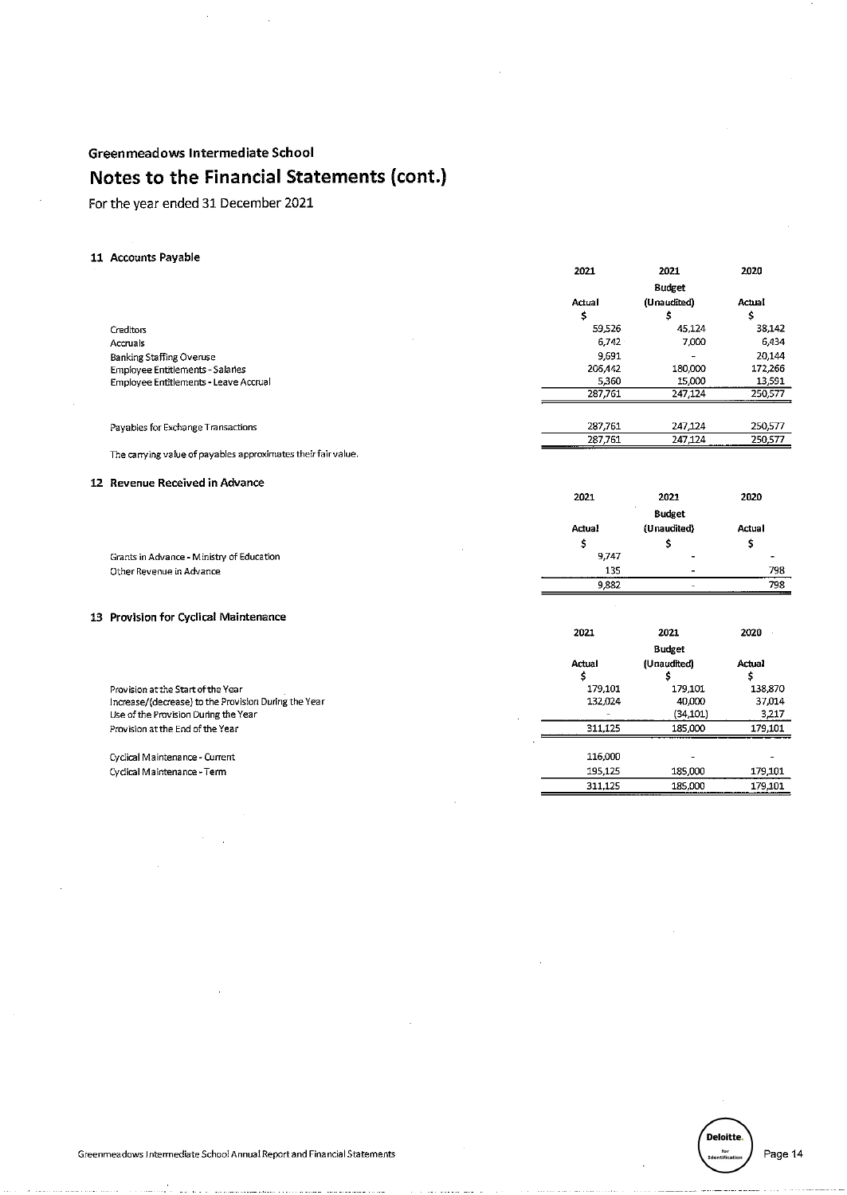Greenmeadows Intermediate School

# Notes to the Financial Statements (cont.)

For the year ended 31 December 2021

### 11 Accounts Payable

| | 2021 Actual $ | 2021 Budget (Unaudited) $ | 2020 Actual $ |
|---|---|---|---|
| Creditors | 59,526 | 45,124 | 38,142 |
| Accruals | 6,742 | 7,000 | 6,434 |
| Banking Staffing Overuse | 9,691 | - | 20,144 |
| Employee Entitlements - Salaries | 206,442 | 180,000 | 172,266 |
| Employee Entitlements - Leave Accrual | 5,360 | 15,000 | 13,591 |
| | 287,761 | 247,124 | 250,577 |
| Payables for Exchange Transactions | 287,761 | 247,124 | 250,577 |
| | 287,761 | 247,124 | 250,577 |

The carrying value of payables approximates their fair value.

### 12 Revenue Received in Advance

| | 2021 Actual $ | 2021 Budget (Unaudited) $ | 2020 Actual $ |
|---|---|---|---|
| Grants in Advance - Ministry of Education | 9,747 | - | - |
| Other Revenue in Advance | 135 | - | 798 |
| | 9,882 | - | 798 |

### 13 Provision for Cyclical Maintenance

| | 2021 Actual $ | 2021 Budget (Unaudited) $ | 2020 Actual $ |
|---|---|---|---|
| Provision at the Start of the Year | 179,101 | 179,101 | 138,870 |
| Increase/(decrease) to the Provision During the Year | 132,024 | 40,000 | 37,014 |
| Use of the Provision During the Year | - | (34,101) | 3,217 |
| Provision at the End of the Year | 311,125 | 185,000 | 179,101 |
| Cyclical Maintenance - Current | 116,000 | - | - |
| Cyclical Maintenance - Term | 195,125 | 185,000 | 179,101 |
| | 311,125 | 185,000 | 179,101 |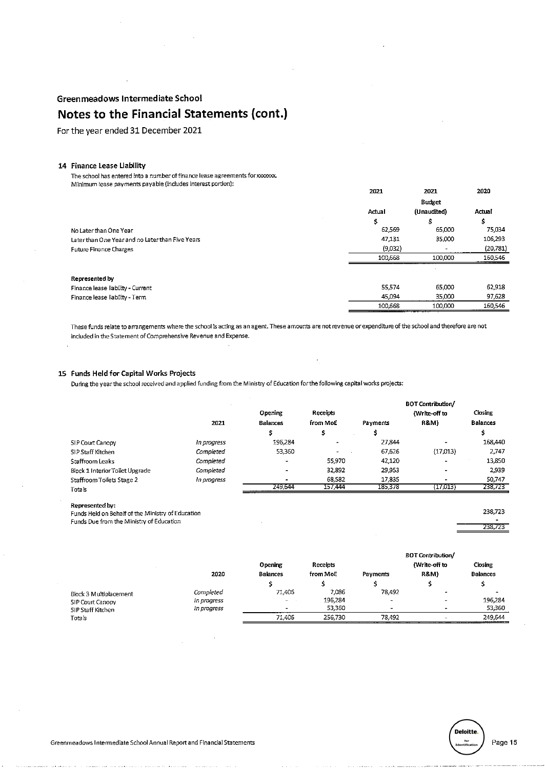Greenmeadows Intermediate School

# Notes to the Financial Statements (cont.)

For the year ended 31 December 2021

### 14 Finance Lease Liability

The school has entered into a number of finance lease agreements for xxxxxx.
Minimum lease payments payable (includes interest portion):

| | 2021 | 2021 | 2020 |
|---|---|---|---|
| | | Budget | |
| | Actual | (Unaudited) | Actual |
| | $ | $ | $ |
| No Later than One Year | 62,569 | 65,000 | 75,034 |
| Later than One Year and no Later than Five Years | 47,131 | 35,000 | 106,293 |
| Future Finance Charges | (9,032) | - | (20,781) |
| | 100,668 | 100,000 | 160,546 |
| | | | |
| **Represented by** | | | |
| Finance lease liability - Current | 55,574 | 65,000 | 62,918 |
| Finance lease liability - Term | 45,094 | 35,000 | 97,628 |
| | 100,668 | 100,000 | 160,546 |

These funds relate to arrangements where the school is acting as an agent. These amounts are not revenue or expenditure of the school and therefore are not included in the Statement of Comprehensive Revenue and Expense.

### 15 Funds Held for Capital Works Projects

During the year the school received and applied funding from the Ministry of Education for the following capital works projects:

| | 2021 | Opening Balances | Receipts from MoE | Payments | BOT Contribution/ (Write-off to R&M) | Closing Balances |
|---|---|---|---|---|---|---|
| | | $ | $ | $ | $ | $ |
| SIP Court Canopy | *In progress* | 196,284 | - | 27,844 | - | 168,440 |
| SIP Staff Kitchen | *Completed* | 53,360 | - | 67,626 | (17,013) | 2,747 |
| Staffroom Leaks | *Completed* | - | 55,970 | 42,120 | - | 13,850 |
| Block 1 Interior Toilet Upgrade | *Completed* | - | 32,892 | 29,953 | - | 2,939 |
| Staffroom Toilets Stage 2 | *In progress* | - | 68,582 | 17,835 | - | 50,747 |
| Totals | | 249,644 | 157,444 | 185,378 | (17,013) | 238,723 |

**Represented by:**

| | |
|---|---|
| Funds Held on Behalf of the Ministry of Education | 238,723 |
| Funds Due from the Ministry of Education | - |
| | 238,723 |

| | 2020 | Opening Balances | Receipts from MoE | Payments | BOT Contribution/ (Write-off to R&M) | Closing Balances |
|---|---|---|---|---|---|---|
| | | $ | $ | $ | $ | $ |
| Block 3 Multiplacement | *Completed* | 71,406 | 7,086 | 78,492 | - | - |
| SIP Court Canopy | *In progress* | - | 196,284 | - | - | 196,284 |
| SIP Staff Kitchen | *In progress* | - | 53,360 | - | - | 53,360 |
| Totals | | 71,406 | 256,730 | 78,492 | - | 249,644 |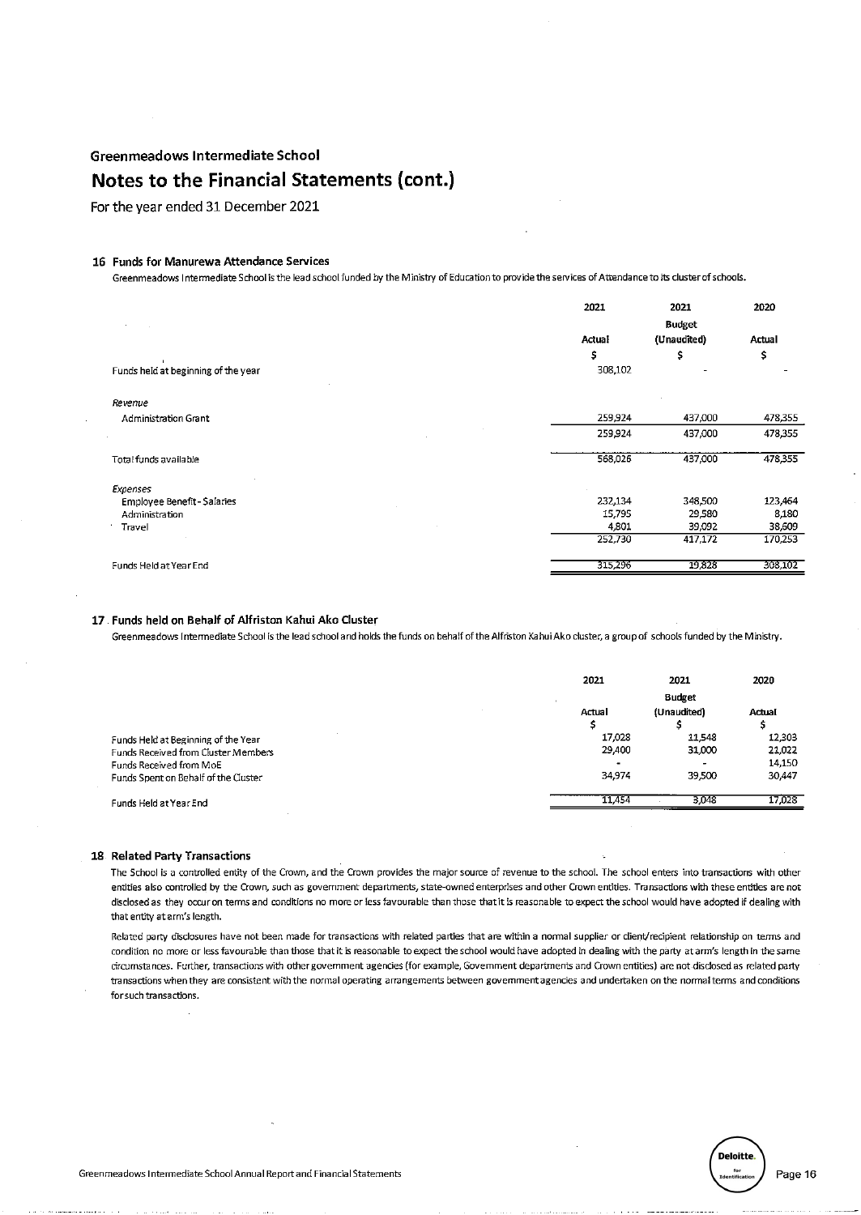Greenmeadows Intermediate School

# Notes to the Financial Statements (cont.)

For the year ended 31 December 2021

### 16 Funds for Manurewa Attendance Services

Greenmeadows Intermediate School is the lead school funded by the Ministry of Education to provide the services of Attendance to its cluster of schools.

| | 2021 | 2021 | 2020 |
|---|---|---|---|
| | | Budget | |
| | Actual | (Unaudited) | Actual |
| | $ | $ | $ |
| Funds held at beginning of the year | 308,102 | - | - |
| *Revenue* | | | |
| Administration Grant | 259,924 | 437,000 | 478,355 |
| | 259,924 | 437,000 | 478,355 |
| Total funds available | 568,026 | 437,000 | 478,355 |
| *Expenses* | | | |
| Employee Benefit - Salaries | 232,134 | 348,500 | 123,464 |
| Administration | 15,795 | 29,580 | 8,180 |
| Travel | 4,801 | 39,092 | 38,609 |
| | 252,730 | 417,172 | 170,253 |
| Funds Held at Year End | 315,296 | 19,828 | 308,102 |

### 17 Funds held on Behalf of Alfriston Kahui Ako Cluster

Greenmeadows Intermediate School is the lead school and holds the funds on behalf of the Alfriston Kahui Ako cluster, a group of schools funded by the Ministry.

| | 2021 | 2021 | 2020 |
|---|---|---|---|
| | | Budget | |
| | Actual | (Unaudited) | Actual |
| | $ | $ | $ |
| Funds Held at Beginning of the Year | 17,028 | 11,548 | 12,303 |
| Funds Received from Cluster Members | 29,400 | 31,000 | 21,022 |
| Funds Received from MoE | - | - | 14,150 |
| Funds Spent on Behalf of the Cluster | 34,974 | 39,500 | 30,447 |
| Funds Held at Year End | 11,454 | 3,048 | 17,028 |

### 18 Related Party Transactions

The School is a controlled entity of the Crown, and the Crown provides the major source of revenue to the school. The school enters into transactions with other entities also controlled by the Crown, such as government departments, state-owned enterprises and other Crown entities. Transactions with these entities are not disclosed as they occur on terms and conditions no more or less favourable than those that it is reasonable to expect the school would have adopted if dealing with that entity at arm's length.

Related party disclosures have not been made for transactions with related parties that are within a normal supplier or client/recipient relationship on terms and condition no more or less favourable than those that it is reasonable to expect the school would have adopted in dealing with the party at arm's length in the same circumstances. Further, transactions with other government agencies (for example, Government departments and Crown entities) are not disclosed as related party transactions when they are consistent with the normal operating arrangements between government agencies and undertaken on the normal terms and conditions for such transactions.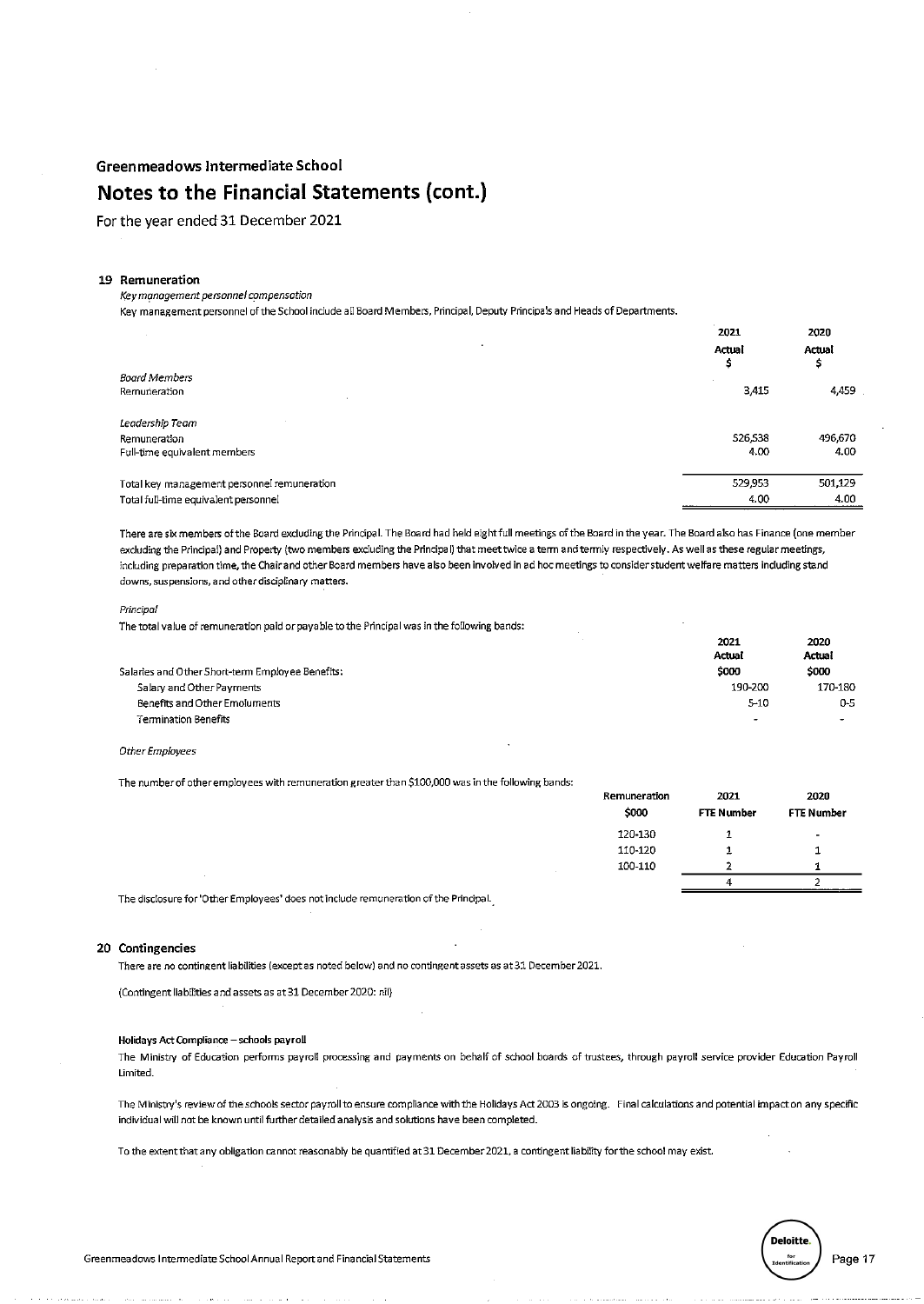Greenmeadows Intermediate School

# Notes to the Financial Statements (cont.)

For the year ended 31 December 2021

## 19 Remuneration

*Key management personnel compensation*

Key management personnel of the School include all Board Members, Principal, Deputy Principals and Heads of Departments.

| | 2021 Actual $ | 2020 Actual $ |
|---|---|---|
| *Board Members* | | |
| Remuneration | 3,415 | 4,459 |
| *Leadership Team* | | |
| Remuneration | 526,538 | 496,670 |
| Full-time equivalent members | 4.00 | 4.00 |
| Total key management personnel remuneration | 529,953 | 501,129 |
| Total full-time equivalent personnel | 4.00 | 4.00 |

There are six members of the Board excluding the Principal. The Board had held eight full meetings of the Board in the year. The Board also has Finance (one member excluding the Principal) and Property (two members excluding the Principal) that meet twice a term and termly respectively. As well as these regular meetings, including preparation time, the Chair and other Board members have also been involved in ad hoc meetings to consider student welfare matters including stand downs, suspensions, and other disciplinary matters.

*Principal*

The total value of remuneration paid or payable to the Principal was in the following bands:

| | 2021 Actual $000 | 2020 Actual $000 |
|---|---|---|
| Salaries and Other Short-term Employee Benefits: | | |
| Salary and Other Payments | 190-200 | 170-180 |
| Benefits and Other Emoluments | 5-10 | 0-5 |
| Termination Benefits | - | - |

*Other Employees*

The number of other employees with remuneration greater than $100,000 was in the following bands:

| Remuneration $000 | 2021 FTE Number | 2020 FTE Number |
|---|---|---|
| 120-130 | 1 | - |
| 110-120 | 1 | 1 |
| 100-110 | 2 | 1 |
| | 4 | 2 |

The disclosure for 'Other Employees' does not include remuneration of the Principal.

## 20 Contingencies

There are no contingent liabilities (except as noted below) and no contingent assets as at 31 December 2021.

(Contingent liabilities and assets as at 31 December 2020: nil)

**Holidays Act Compliance – schools payroll**

The Ministry of Education performs payroll processing and payments on behalf of school boards of trustees, through payroll service provider Education Payroll Limited.

The Ministry's review of the schools sector payroll to ensure compliance with the Holidays Act 2003 is ongoing. Final calculations and potential impact on any specific individual will not be known until further detailed analysis and solutions have been completed.

To the extent that any obligation cannot reasonably be quantified at 31 December 2021, a contingent liability for the school may exist.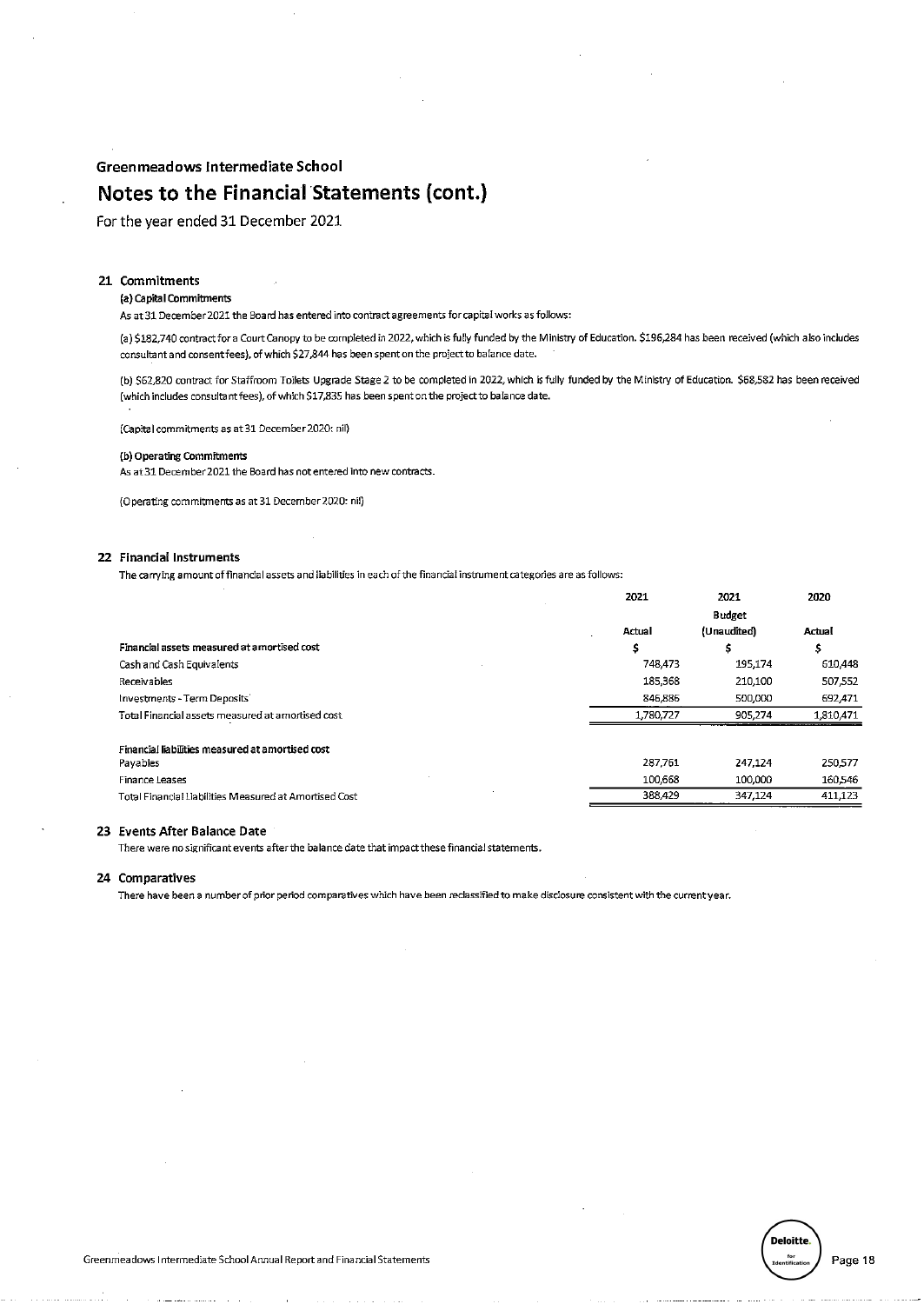**Greenmeadows Intermediate School**

# Notes to the Financial Statements (cont.)

For the year ended 31 December 2021

## 21 Commitments

**(a) Capital Commitments**

As at 31 December 2021 the Board has entered into contract agreements for capital works as follows:

(a) $182,740 contract for a Court Canopy to be completed in 2022, which is fully funded by the Ministry of Education. $196,284 has been received (which also includes consultant and consent fees), of which $27,844 has been spent on the project to balance date.

(b) $62,820 contract for Staffroom Toilets Upgrade Stage 2 to be completed in 2022, which is fully funded by the Ministry of Education. $68,582 has been received (which includes consultant fees), of which $17,835 has been spent on the project to balance date.

(Capital commitments as at 31 December 2020: nil)

**(b) Operating Commitments**

As at 31 December 2021 the Board has not entered into new contracts.

(Operating commitments as at 31 December 2020: nil)

## 22 Financial Instruments

The carrying amount of financial assets and liabilities in each of the financial instrument categories are as follows:

| | 2021 | 2021 | 2020 |
|---|---|---|---|
| | | Budget | |
| | Actual | (Unaudited) | Actual |
| **Financial assets measured at amortised cost** | $ | $ | $ |
| Cash and Cash Equivalents | 748,473 | 195,174 | 610,448 |
| Receivables | 185,368 | 210,100 | 507,552 |
| Investments - Term Deposits | 846,886 | 500,000 | 692,471 |
| Total Financial assets measured at amortised cost | 1,780,727 | 905,274 | 1,810,471 |
| | | | |
| **Financial liabilities measured at amortised cost** | | | |
| Payables | 287,761 | 247,124 | 250,577 |
| Finance Leases | 100,668 | 100,000 | 160,546 |
| Total Financial Liabilities Measured at Amortised Cost | 388,429 | 347,124 | 411,123 |

## 23 Events After Balance Date

There were no significant events after the balance date that impact these financial statements.

## 24 Comparatives

There have been a number of prior period comparatives which have been reclassified to make disclosure consistent with the current year.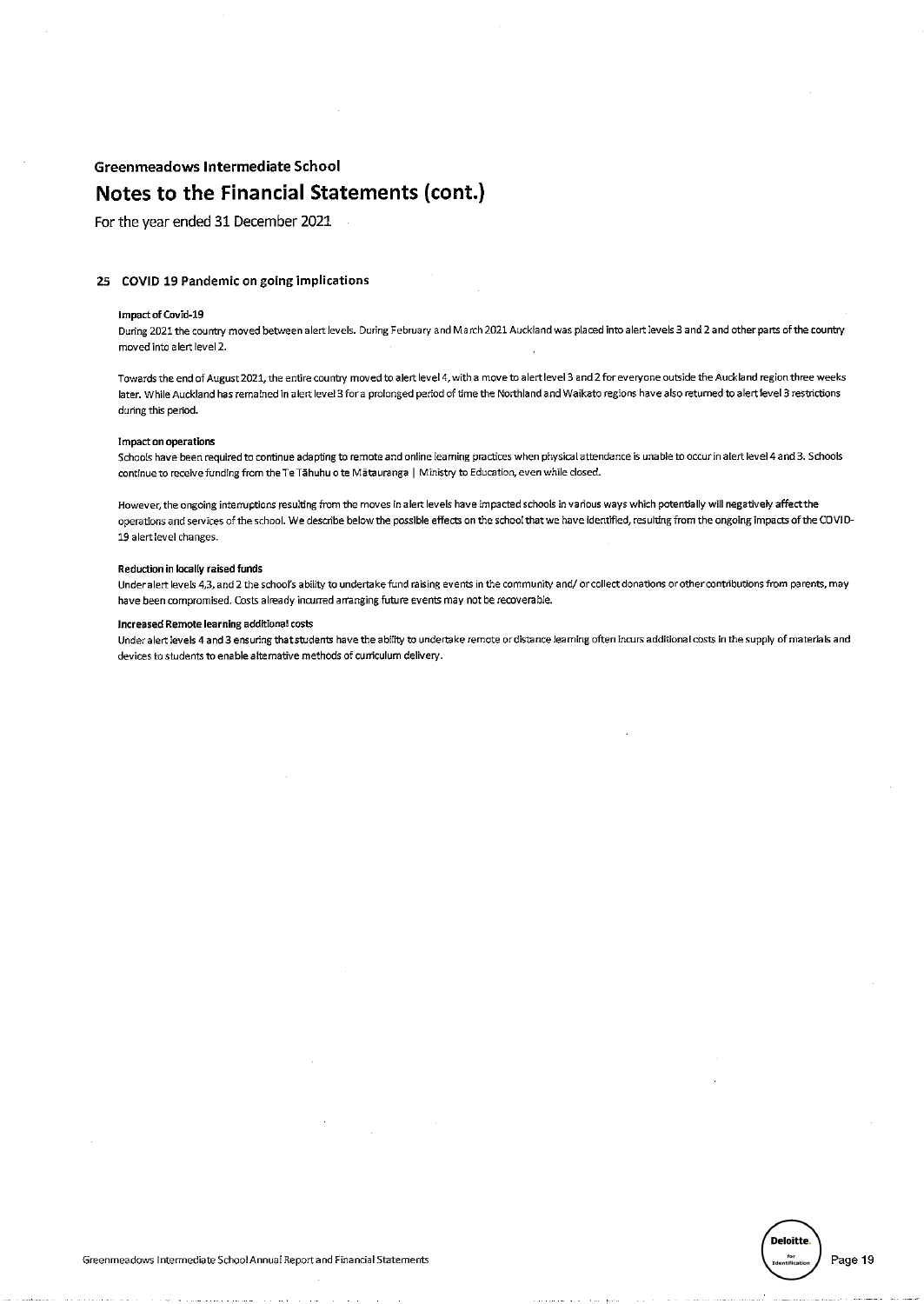# Greenmeadows Intermediate School

## Notes to the Financial Statements (cont.)

For the year ended 31 December 2021

### 25 COVID 19 Pandemic on going implications

**Impact of Covid-19**

During 2021 the country moved between alert levels. During February and March 2021 Auckland was placed into alert levels 3 and 2 and other parts of the country moved into alert level 2.

Towards the end of August 2021, the entire country moved to alert level 4, with a move to alert level 3 and 2 for everyone outside the Auckland region three weeks later. While Auckland has remained in alert level 3 for a prolonged period of time the Northland and Waikato regions have also returned to alert level 3 restrictions during this period.

**Impact on operations**

Schools have been required to continue adapting to remote and online learning practices when physical attendance is unable to occur in alert level 4 and 3. Schools continue to receive funding from the Te Tāhuhu o te Mātauranga | Ministry to Education, even while closed.

However, the ongoing interruptions resulting from the moves in alert levels have impacted schools in various ways which potentially will negatively affect the operations and services of the school. We describe below the possible effects on the school that we have identified, resulting from the ongoing impacts of the COVID-19 alert level changes.

**Reduction in locally raised funds**

Under alert levels 4,3, and 2 the school's ability to undertake fund raising events in the community and/ or collect donations or other contributions from parents, may have been compromised. Costs already incurred arranging future events may not be recoverable.

**Increased Remote learning additional costs**

Under alert levels 4 and 3 ensuring that students have the ability to undertake remote or distance learning often incurs additional costs in the supply of materials and devices to students to enable alternative methods of curriculum delivery.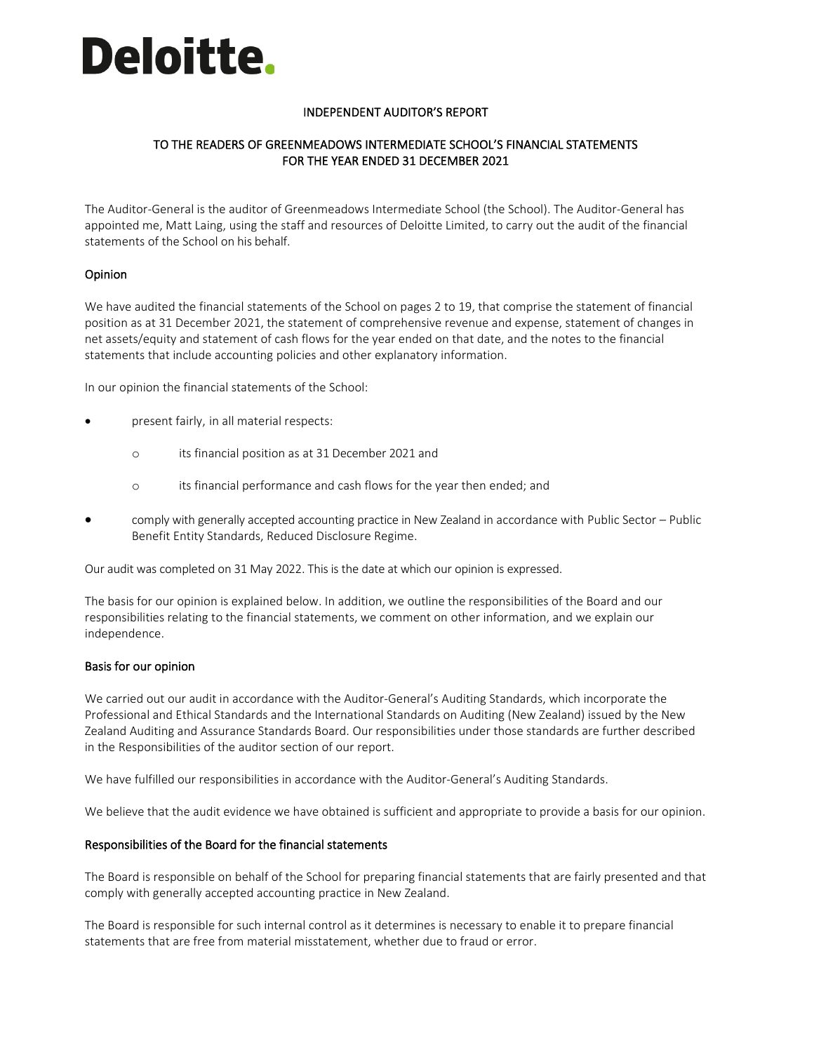# Deloitte.

INDEPENDENT AUDITOR'S REPORT

TO THE READERS OF GREENMEADOWS INTERMEDIATE SCHOOL'S FINANCIAL STATEMENTS FOR THE YEAR ENDED 31 DECEMBER 2021

The Auditor-General is the auditor of Greenmeadows Intermediate School (the School). The Auditor-General has appointed me, Matt Laing, using the staff and resources of Deloitte Limited, to carry out the audit of the financial statements of the School on his behalf.

## Opinion

We have audited the financial statements of the School on pages 2 to 19, that comprise the statement of financial position as at 31 December 2021, the statement of comprehensive revenue and expense, statement of changes in net assets/equity and statement of cash flows for the year ended on that date, and the notes to the financial statements that include accounting policies and other explanatory information.

In our opinion the financial statements of the School:

- present fairly, in all material respects:
  - its financial position as at 31 December 2021 and
  - its financial performance and cash flows for the year then ended; and
- comply with generally accepted accounting practice in New Zealand in accordance with Public Sector – Public Benefit Entity Standards, Reduced Disclosure Regime.

Our audit was completed on 31 May 2022. This is the date at which our opinion is expressed.

The basis for our opinion is explained below. In addition, we outline the responsibilities of the Board and our responsibilities relating to the financial statements, we comment on other information, and we explain our independence.

## Basis for our opinion

We carried out our audit in accordance with the Auditor-General's Auditing Standards, which incorporate the Professional and Ethical Standards and the International Standards on Auditing (New Zealand) issued by the New Zealand Auditing and Assurance Standards Board. Our responsibilities under those standards are further described in the Responsibilities of the auditor section of our report.

We have fulfilled our responsibilities in accordance with the Auditor-General's Auditing Standards.

We believe that the audit evidence we have obtained is sufficient and appropriate to provide a basis for our opinion.

## Responsibilities of the Board for the financial statements

The Board is responsible on behalf of the School for preparing financial statements that are fairly presented and that comply with generally accepted accounting practice in New Zealand.

The Board is responsible for such internal control as it determines is necessary to enable it to prepare financial statements that are free from material misstatement, whether due to fraud or error.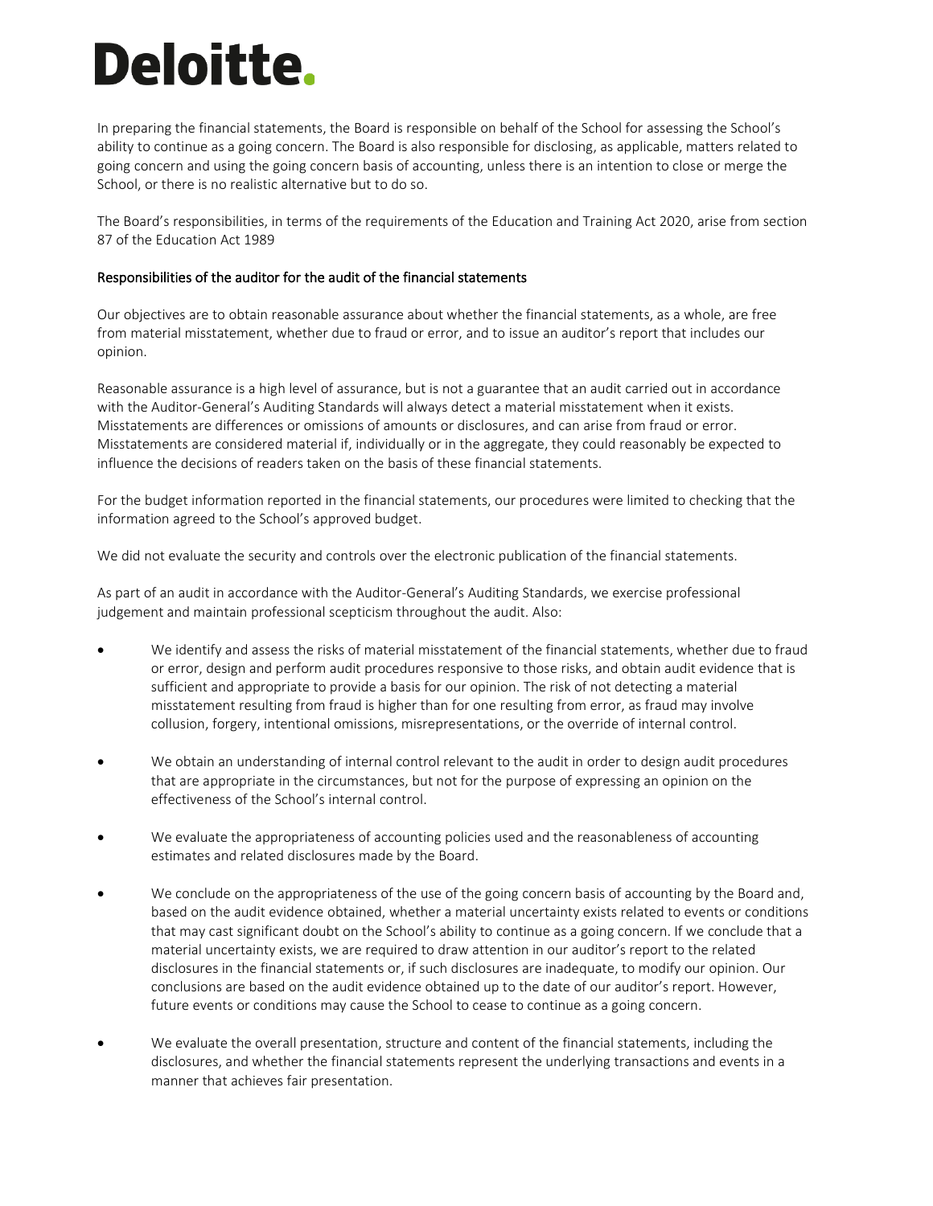In preparing the financial statements, the Board is responsible on behalf of the School for assessing the School's ability to continue as a going concern. The Board is also responsible for disclosing, as applicable, matters related to going concern and using the going concern basis of accounting, unless there is an intention to close or merge the School, or there is no realistic alternative but to do so.

The Board's responsibilities, in terms of the requirements of the Education and Training Act 2020, arise from section 87 of the Education Act 1989

### Responsibilities of the auditor for the audit of the financial statements

Our objectives are to obtain reasonable assurance about whether the financial statements, as a whole, are free from material misstatement, whether due to fraud or error, and to issue an auditor's report that includes our opinion.

Reasonable assurance is a high level of assurance, but is not a guarantee that an audit carried out in accordance with the Auditor-General's Auditing Standards will always detect a material misstatement when it exists. Misstatements are differences or omissions of amounts or disclosures, and can arise from fraud or error. Misstatements are considered material if, individually or in the aggregate, they could reasonably be expected to influence the decisions of readers taken on the basis of these financial statements.

For the budget information reported in the financial statements, our procedures were limited to checking that the information agreed to the School's approved budget.

We did not evaluate the security and controls over the electronic publication of the financial statements.

As part of an audit in accordance with the Auditor-General's Auditing Standards, we exercise professional judgement and maintain professional scepticism throughout the audit. Also:

- We identify and assess the risks of material misstatement of the financial statements, whether due to fraud or error, design and perform audit procedures responsive to those risks, and obtain audit evidence that is sufficient and appropriate to provide a basis for our opinion. The risk of not detecting a material misstatement resulting from fraud is higher than for one resulting from error, as fraud may involve collusion, forgery, intentional omissions, misrepresentations, or the override of internal control.

- We obtain an understanding of internal control relevant to the audit in order to design audit procedures that are appropriate in the circumstances, but not for the purpose of expressing an opinion on the effectiveness of the School's internal control.

- We evaluate the appropriateness of accounting policies used and the reasonableness of accounting estimates and related disclosures made by the Board.

- We conclude on the appropriateness of the use of the going concern basis of accounting by the Board and, based on the audit evidence obtained, whether a material uncertainty exists related to events or conditions that may cast significant doubt on the School's ability to continue as a going concern. If we conclude that a material uncertainty exists, we are required to draw attention in our auditor's report to the related disclosures in the financial statements or, if such disclosures are inadequate, to modify our opinion. Our conclusions are based on the audit evidence obtained up to the date of our auditor's report. However, future events or conditions may cause the School to cease to continue as a going concern.

- We evaluate the overall presentation, structure and content of the financial statements, including the disclosures, and whether the financial statements represent the underlying transactions and events in a manner that achieves fair presentation.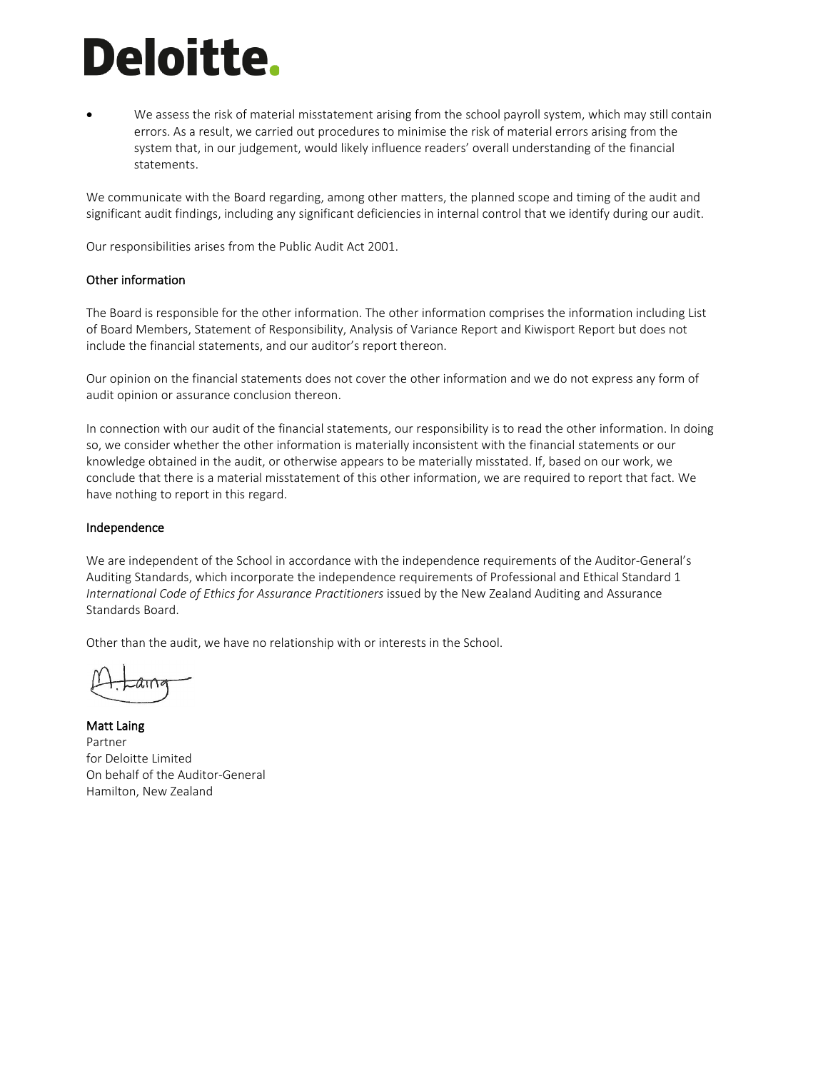- We assess the risk of material misstatement arising from the school payroll system, which may still contain errors. As a result, we carried out procedures to minimise the risk of material errors arising from the system that, in our judgement, would likely influence readers' overall understanding of the financial statements.

We communicate with the Board regarding, among other matters, the planned scope and timing of the audit and significant audit findings, including any significant deficiencies in internal control that we identify during our audit.

Our responsibilities arises from the Public Audit Act 2001.

## Other information

The Board is responsible for the other information. The other information comprises the information including List of Board Members, Statement of Responsibility, Analysis of Variance Report and Kiwisport Report but does not include the financial statements, and our auditor's report thereon.

Our opinion on the financial statements does not cover the other information and we do not express any form of audit opinion or assurance conclusion thereon.

In connection with our audit of the financial statements, our responsibility is to read the other information. In doing so, we consider whether the other information is materially inconsistent with the financial statements or our knowledge obtained in the audit, or otherwise appears to be materially misstated. If, based on our work, we conclude that there is a material misstatement of this other information, we are required to report that fact. We have nothing to report in this regard.

## Independence

We are independent of the School in accordance with the independence requirements of the Auditor-General's Auditing Standards, which incorporate the independence requirements of Professional and Ethical Standard 1 *International Code of Ethics for Assurance Practitioners* issued by the New Zealand Auditing and Assurance Standards Board.

Other than the audit, we have no relationship with or interests in the School.

M. Laing

Matt Laing
Partner
for Deloitte Limited
On behalf of the Auditor-General
Hamilton, New Zealand